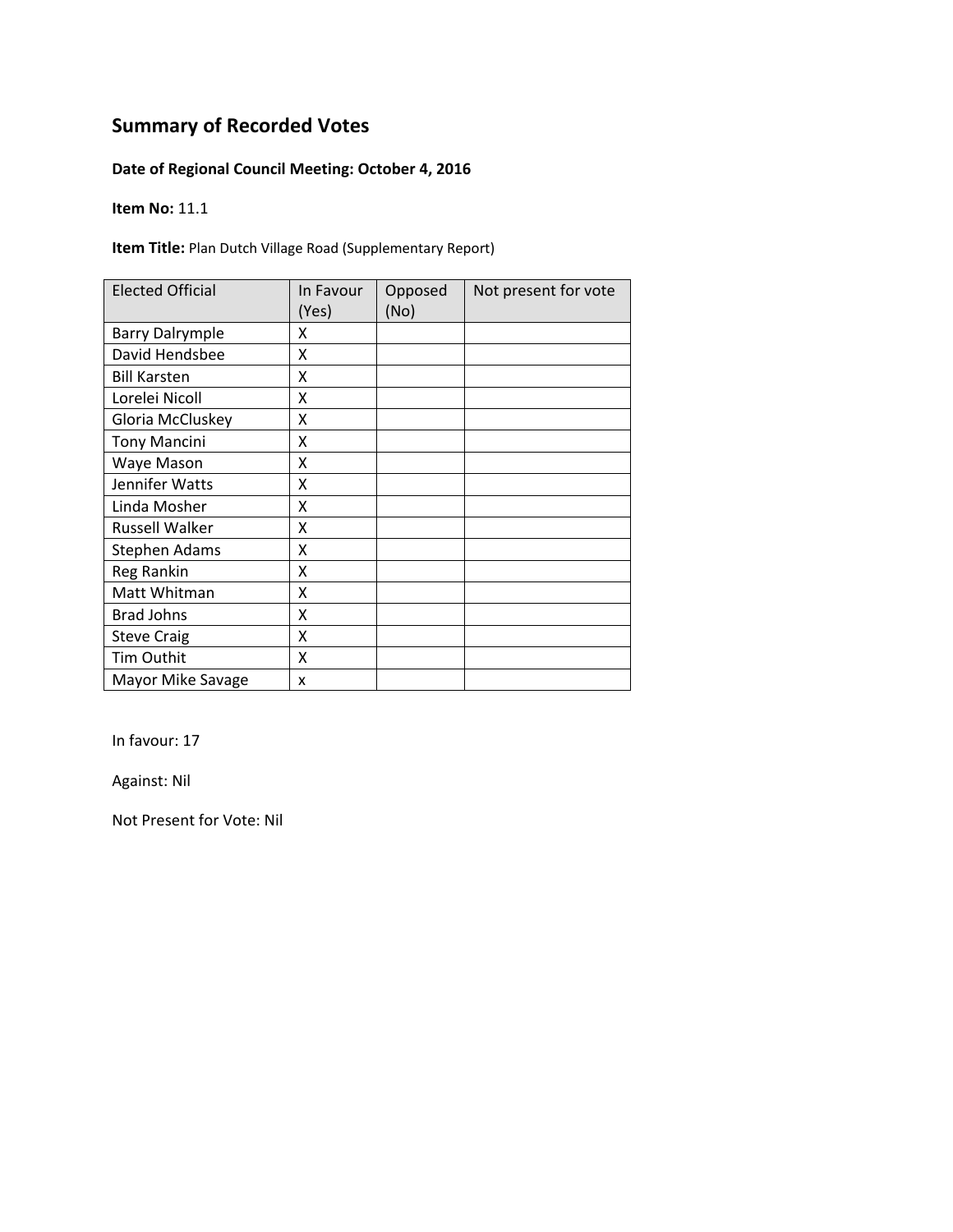# Summary of Recorded Votes

**Date of Regional Council Meeting: October 4, 2016**

**Item No:** 11.1

**Item Title:** Plan Dutch Village Road (Supplementary Report)

| Elected Official | In Favour (Yes) | Opposed (No) | Not present for vote |
|---|---|---|---|
| Barry Dalrymple | X | | |
| David Hendsbee | X | | |
| Bill Karsten | X | | |
| Lorelei Nicoll | X | | |
| Gloria McCluskey | X | | |
| Tony Mancini | X | | |
| Waye Mason | X | | |
| Jennifer Watts | X | | |
| Linda Mosher | X | | |
| Russell Walker | X | | |
| Stephen Adams | X | | |
| Reg Rankin | X | | |
| Matt Whitman | X | | |
| Brad Johns | X | | |
| Steve Craig | X | | |
| Tim Outhit | X | | |
| Mayor Mike Savage | x | | |

In favour: 17

Against: Nil

Not Present for Vote: Nil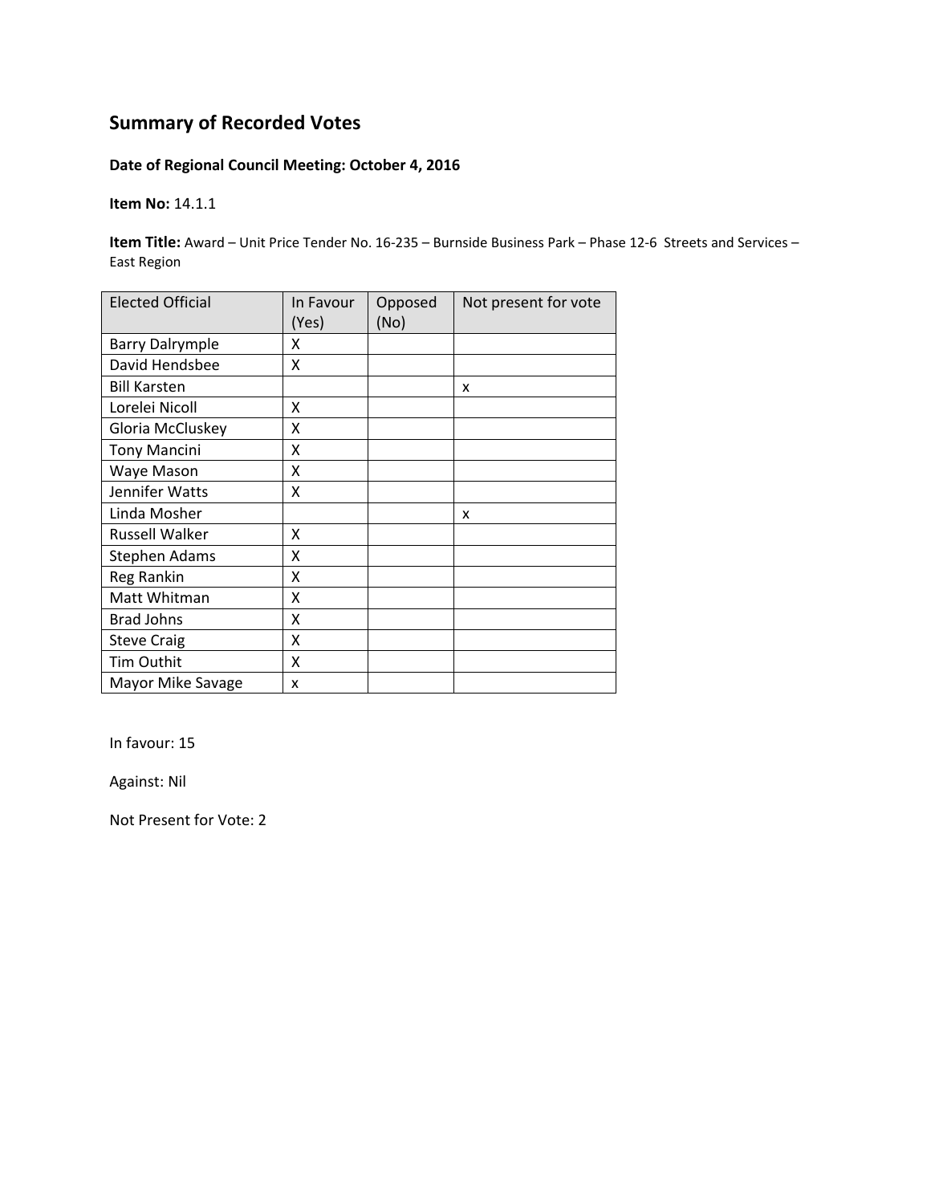# Summary of Recorded Votes

**Date of Regional Council Meeting: October 4, 2016**

**Item No:** 14.1.1

**Item Title:** Award – Unit Price Tender No. 16-235 – Burnside Business Park – Phase 12-6 Streets and Services – East Region

| Elected Official | In Favour (Yes) | Opposed (No) | Not present for vote |
|---|---|---|---|
| Barry Dalrymple | X | | |
| David Hendsbee | X | | |
| Bill Karsten | | | x |
| Lorelei Nicoll | X | | |
| Gloria McCluskey | X | | |
| Tony Mancini | X | | |
| Waye Mason | X | | |
| Jennifer Watts | X | | |
| Linda Mosher | | | x |
| Russell Walker | X | | |
| Stephen Adams | X | | |
| Reg Rankin | X | | |
| Matt Whitman | X | | |
| Brad Johns | X | | |
| Steve Craig | X | | |
| Tim Outhit | X | | |
| Mayor Mike Savage | x | | |

In favour: 15

Against: Nil

Not Present for Vote: 2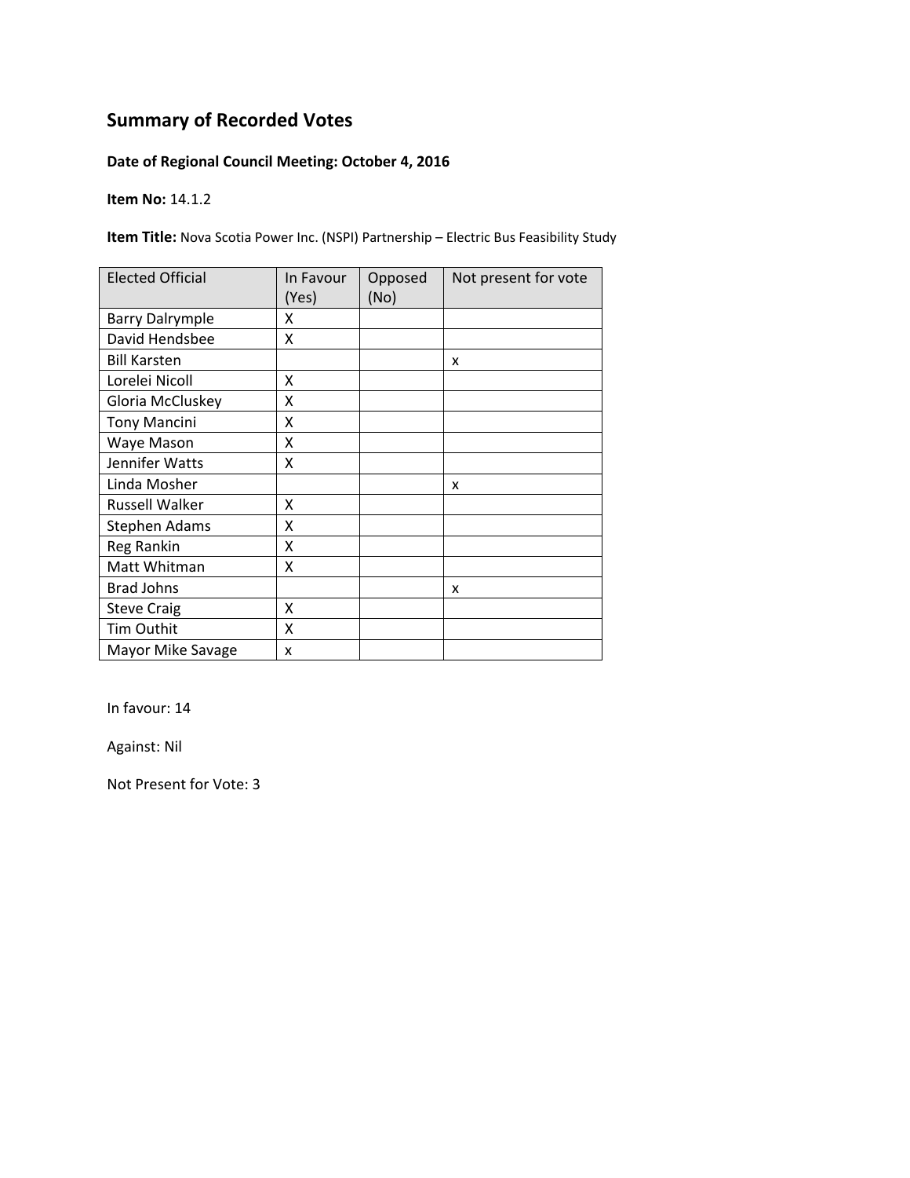## Summary of Recorded Votes

**Date of Regional Council Meeting: October 4, 2016**

**Item No:** 14.1.2

**Item Title:** Nova Scotia Power Inc. (NSPI) Partnership – Electric Bus Feasibility Study

| Elected Official | In Favour (Yes) | Opposed (No) | Not present for vote |
|---|---|---|---|
| Barry Dalrymple | X | | |
| David Hendsbee | X | | |
| Bill Karsten | | | x |
| Lorelei Nicoll | X | | |
| Gloria McCluskey | X | | |
| Tony Mancini | X | | |
| Waye Mason | X | | |
| Jennifer Watts | X | | |
| Linda Mosher | | | x |
| Russell Walker | X | | |
| Stephen Adams | X | | |
| Reg Rankin | X | | |
| Matt Whitman | X | | |
| Brad Johns | | | x |
| Steve Craig | X | | |
| Tim Outhit | X | | |
| Mayor Mike Savage | x | | |

In favour: 14

Against: Nil

Not Present for Vote: 3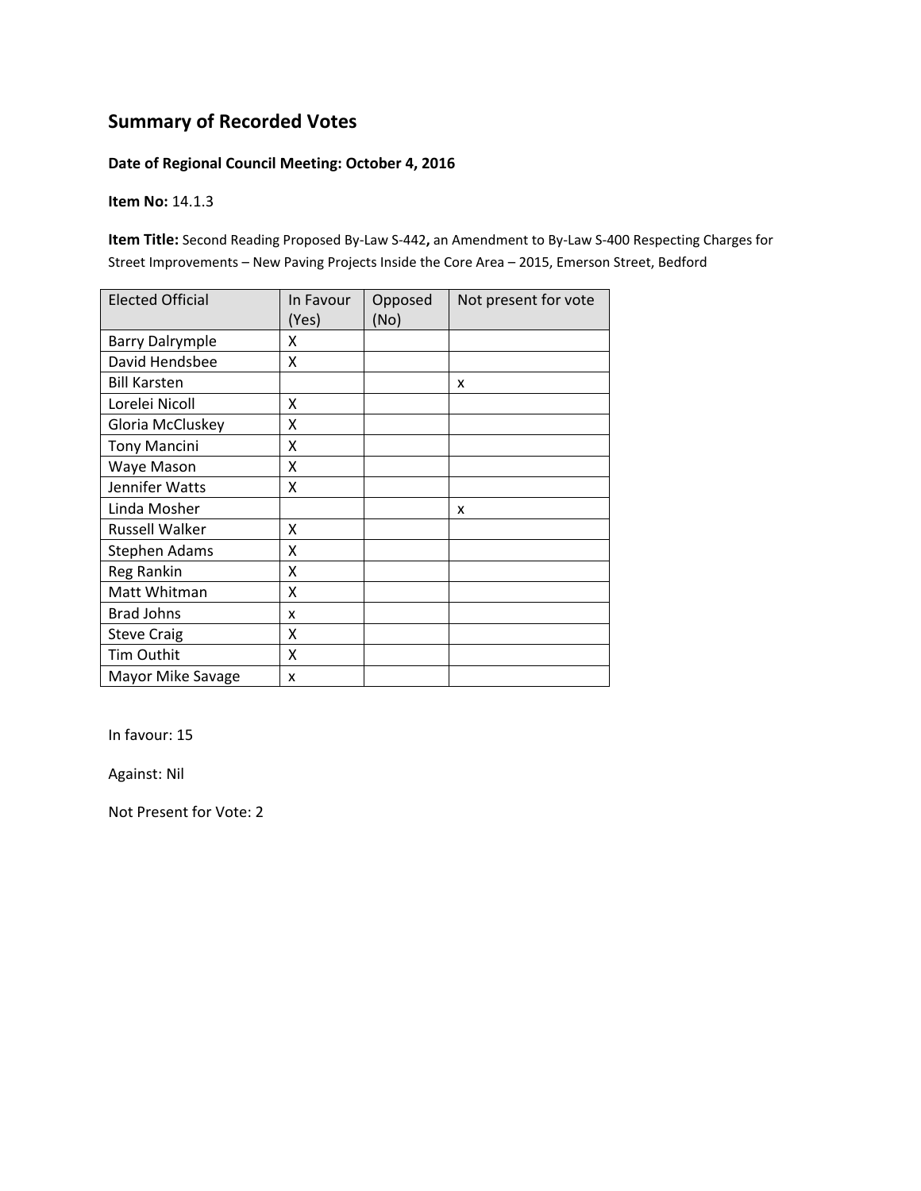# Summary of Recorded Votes

**Date of Regional Council Meeting: October 4, 2016**

**Item No:** 14.1.3

**Item Title:** Second Reading Proposed By-Law S-442**,** an Amendment to By-Law S-400 Respecting Charges for Street Improvements – New Paving Projects Inside the Core Area – 2015, Emerson Street, Bedford

| Elected Official | In Favour (Yes) | Opposed (No) | Not present for vote |
|---|---|---|---|
| Barry Dalrymple | X | | |
| David Hendsbee | X | | |
| Bill Karsten | | | x |
| Lorelei Nicoll | X | | |
| Gloria McCluskey | X | | |
| Tony Mancini | X | | |
| Waye Mason | X | | |
| Jennifer Watts | X | | |
| Linda Mosher | | | x |
| Russell Walker | X | | |
| Stephen Adams | X | | |
| Reg Rankin | X | | |
| Matt Whitman | X | | |
| Brad Johns | x | | |
| Steve Craig | X | | |
| Tim Outhit | X | | |
| Mayor Mike Savage | x | | |

In favour: 15

Against: Nil

Not Present for Vote: 2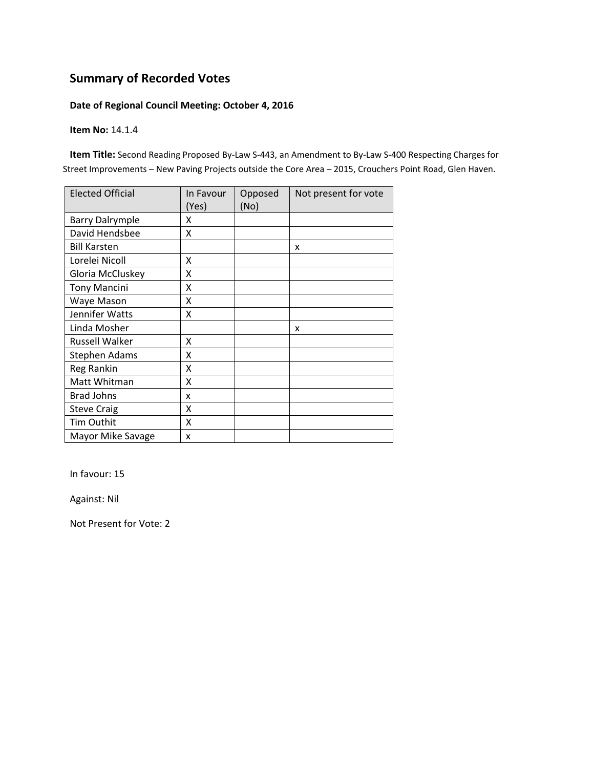## Summary of Recorded Votes

**Date of Regional Council Meeting: October 4, 2016**

**Item No:** 14.1.4

**Item Title:** Second Reading Proposed By-Law S-443, an Amendment to By-Law S-400 Respecting Charges for Street Improvements – New Paving Projects outside the Core Area – 2015, Crouchers Point Road, Glen Haven.

| Elected Official | In Favour (Yes) | Opposed (No) | Not present for vote |
|---|---|---|---|
| Barry Dalrymple | X | | |
| David Hendsbee | X | | |
| Bill Karsten | | | x |
| Lorelei Nicoll | X | | |
| Gloria McCluskey | X | | |
| Tony Mancini | X | | |
| Waye Mason | X | | |
| Jennifer Watts | X | | |
| Linda Mosher | | | x |
| Russell Walker | X | | |
| Stephen Adams | X | | |
| Reg Rankin | X | | |
| Matt Whitman | X | | |
| Brad Johns | x | | |
| Steve Craig | X | | |
| Tim Outhit | X | | |
| Mayor Mike Savage | x | | |

In favour: 15

Against: Nil

Not Present for Vote: 2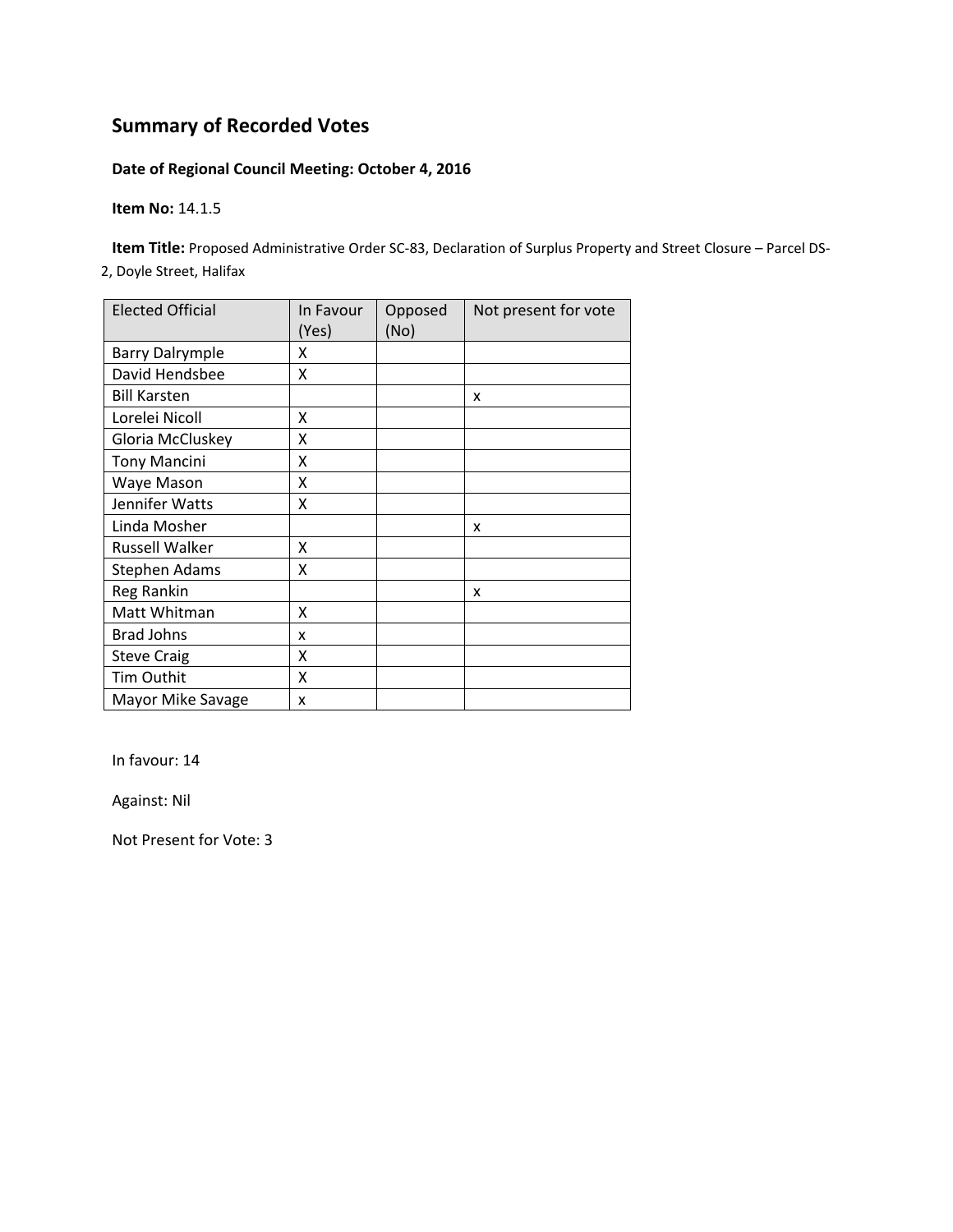## Summary of Recorded Votes

**Date of Regional Council Meeting: October 4, 2016**

**Item No:** 14.1.5

**Item Title:** Proposed Administrative Order SC-83, Declaration of Surplus Property and Street Closure – Parcel DS-2, Doyle Street, Halifax

| Elected Official | In Favour (Yes) | Opposed (No) | Not present for vote |
|---|---|---|---|
| Barry Dalrymple | X | | |
| David Hendsbee | X | | |
| Bill Karsten | | | x |
| Lorelei Nicoll | X | | |
| Gloria McCluskey | X | | |
| Tony Mancini | X | | |
| Waye Mason | X | | |
| Jennifer Watts | X | | |
| Linda Mosher | | | x |
| Russell Walker | X | | |
| Stephen Adams | X | | |
| Reg Rankin | | | x |
| Matt Whitman | X | | |
| Brad Johns | x | | |
| Steve Craig | X | | |
| Tim Outhit | X | | |
| Mayor Mike Savage | x | | |

In favour: 14

Against: Nil

Not Present for Vote: 3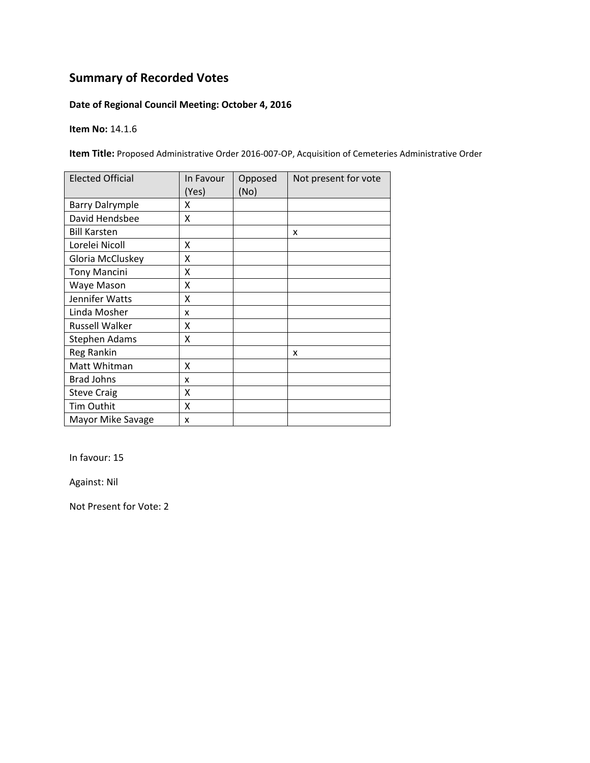# Summary of Recorded Votes

**Date of Regional Council Meeting: October 4, 2016**

**Item No:** 14.1.6

**Item Title:** Proposed Administrative Order 2016-007-OP, Acquisition of Cemeteries Administrative Order

| Elected Official | In Favour (Yes) | Opposed (No) | Not present for vote |
|---|---|---|---|
| Barry Dalrymple | X | | |
| David Hendsbee | X | | |
| Bill Karsten | | | x |
| Lorelei Nicoll | X | | |
| Gloria McCluskey | X | | |
| Tony Mancini | X | | |
| Waye Mason | X | | |
| Jennifer Watts | X | | |
| Linda Mosher | x | | |
| Russell Walker | X | | |
| Stephen Adams | X | | |
| Reg Rankin | | | x |
| Matt Whitman | X | | |
| Brad Johns | x | | |
| Steve Craig | X | | |
| Tim Outhit | X | | |
| Mayor Mike Savage | x | | |

In favour: 15

Against: Nil

Not Present for Vote: 2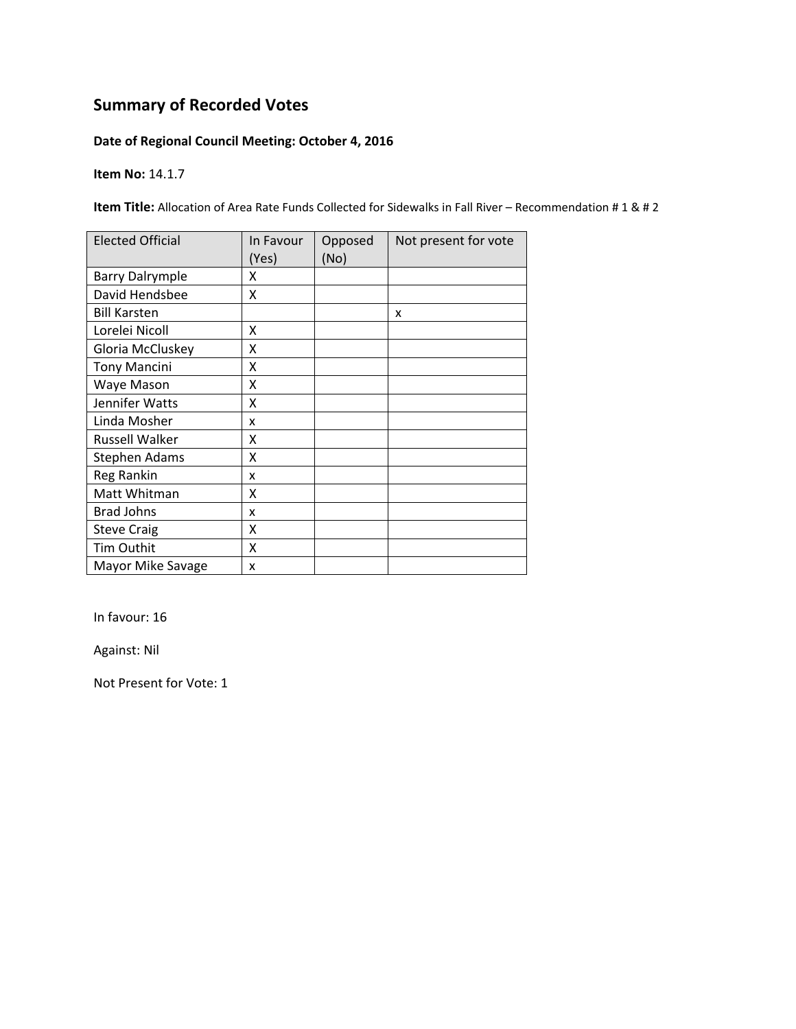## Summary of Recorded Votes

**Date of Regional Council Meeting: October 4, 2016**

**Item No:** 14.1.7

**Item Title:** Allocation of Area Rate Funds Collected for Sidewalks in Fall River – Recommendation # 1 & # 2

| Elected Official | In Favour (Yes) | Opposed (No) | Not present for vote |
|---|---|---|---|
| Barry Dalrymple | X | | |
| David Hendsbee | X | | |
| Bill Karsten | | | x |
| Lorelei Nicoll | X | | |
| Gloria McCluskey | X | | |
| Tony Mancini | X | | |
| Waye Mason | X | | |
| Jennifer Watts | X | | |
| Linda Mosher | x | | |
| Russell Walker | X | | |
| Stephen Adams | X | | |
| Reg Rankin | x | | |
| Matt Whitman | X | | |
| Brad Johns | x | | |
| Steve Craig | X | | |
| Tim Outhit | X | | |
| Mayor Mike Savage | x | | |

In favour: 16

Against: Nil

Not Present for Vote: 1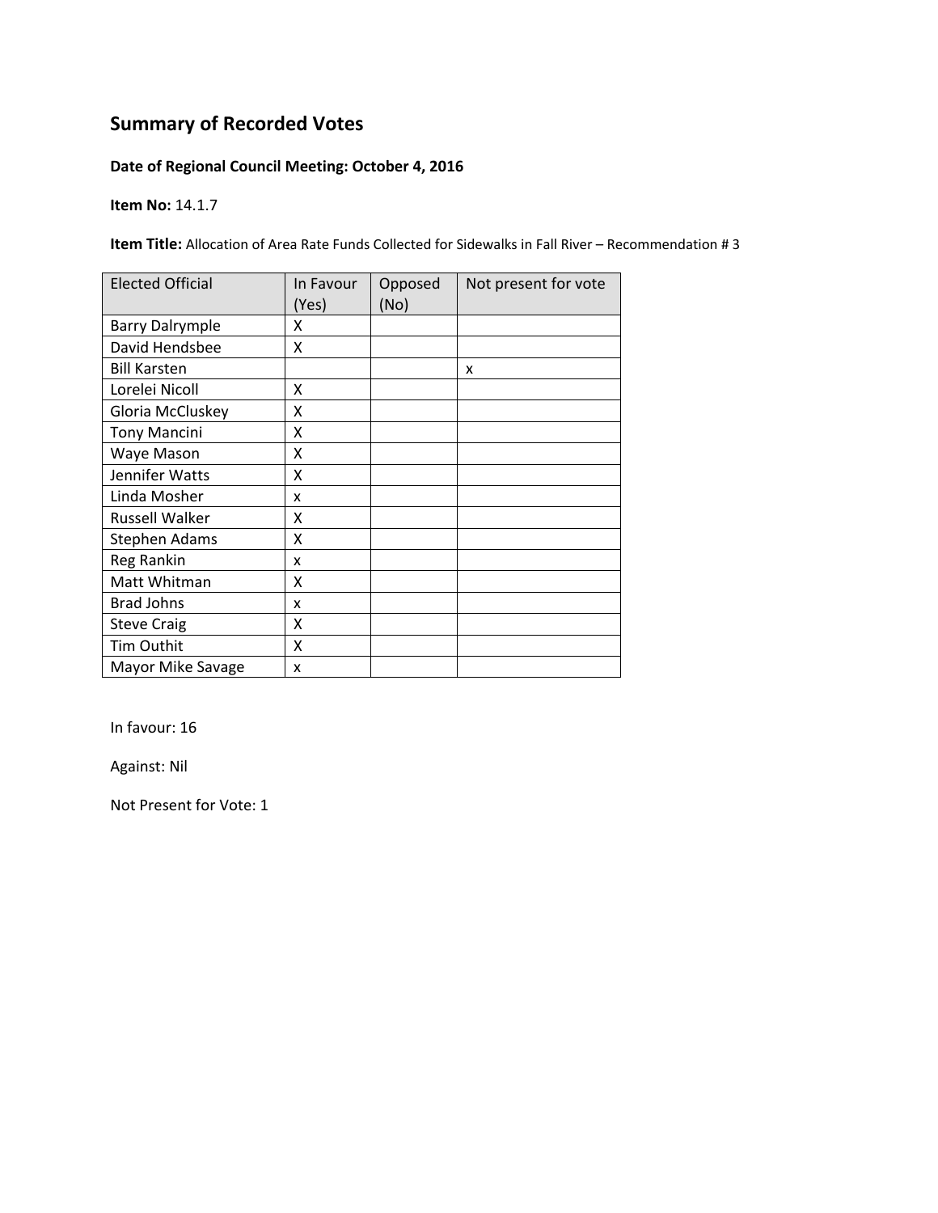# Summary of Recorded Votes

**Date of Regional Council Meeting: October 4, 2016**

**Item No:** 14.1.7

**Item Title:** Allocation of Area Rate Funds Collected for Sidewalks in Fall River – Recommendation # 3

| Elected Official | In Favour (Yes) | Opposed (No) | Not present for vote |
|---|---|---|---|
| Barry Dalrymple | X | | |
| David Hendsbee | X | | |
| Bill Karsten | | | x |
| Lorelei Nicoll | X | | |
| Gloria McCluskey | X | | |
| Tony Mancini | X | | |
| Waye Mason | X | | |
| Jennifer Watts | X | | |
| Linda Mosher | x | | |
| Russell Walker | X | | |
| Stephen Adams | X | | |
| Reg Rankin | x | | |
| Matt Whitman | X | | |
| Brad Johns | x | | |
| Steve Craig | X | | |
| Tim Outhit | X | | |
| Mayor Mike Savage | x | | |

In favour: 16

Against: Nil

Not Present for Vote: 1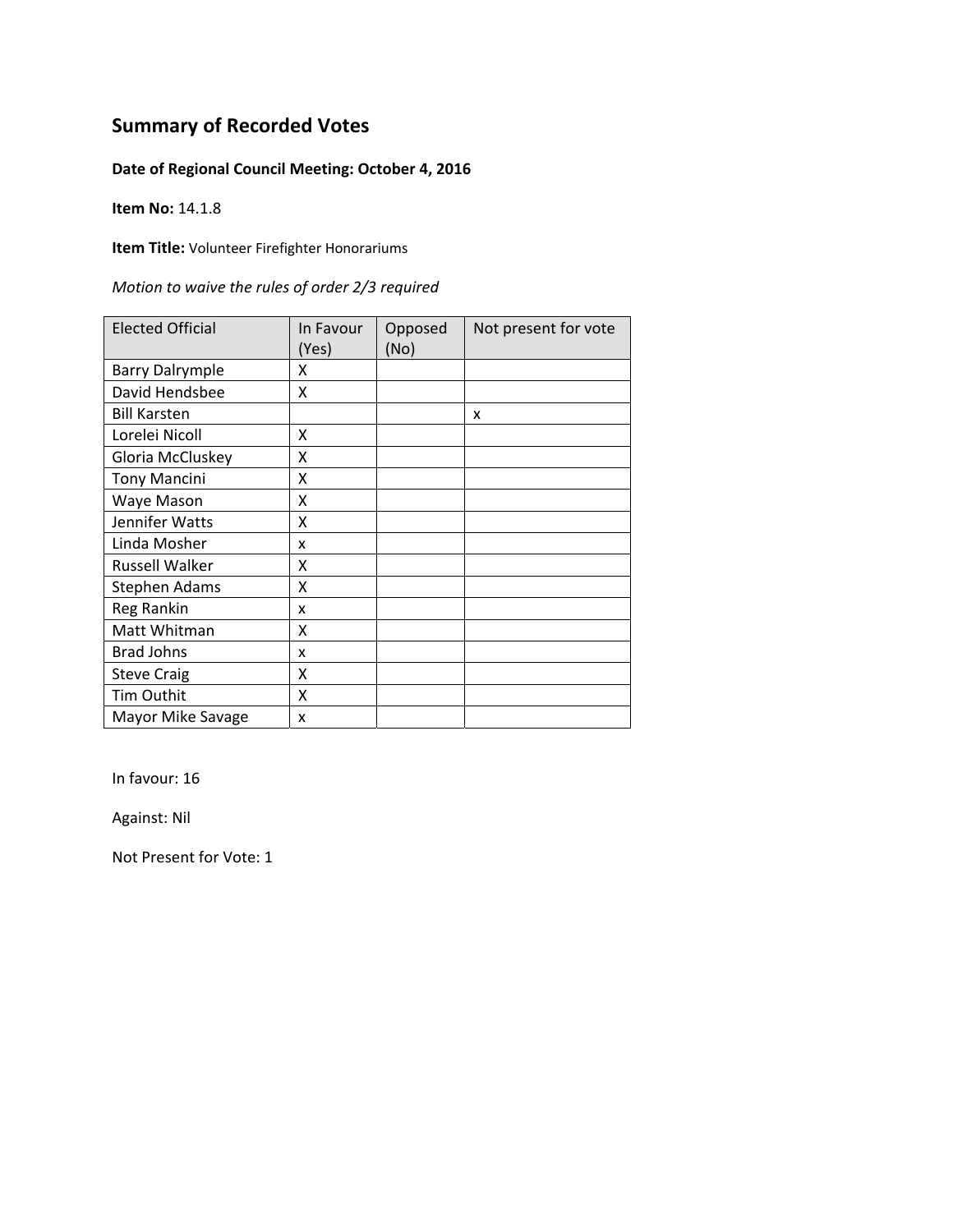# Summary of Recorded Votes

**Date of Regional Council Meeting: October 4, 2016**

**Item No:** 14.1.8

**Item Title:** Volunteer Firefighter Honorariums

*Motion to waive the rules of order 2/3 required*

| Elected Official | In Favour (Yes) | Opposed (No) | Not present for vote |
|---|---|---|---|
| Barry Dalrymple | X | | |
| David Hendsbee | X | | |
| Bill Karsten | | | x |
| Lorelei Nicoll | X | | |
| Gloria McCluskey | X | | |
| Tony Mancini | X | | |
| Waye Mason | X | | |
| Jennifer Watts | X | | |
| Linda Mosher | x | | |
| Russell Walker | X | | |
| Stephen Adams | X | | |
| Reg Rankin | x | | |
| Matt Whitman | X | | |
| Brad Johns | x | | |
| Steve Craig | X | | |
| Tim Outhit | X | | |
| Mayor Mike Savage | x | | |

In favour: 16

Against: Nil

Not Present for Vote: 1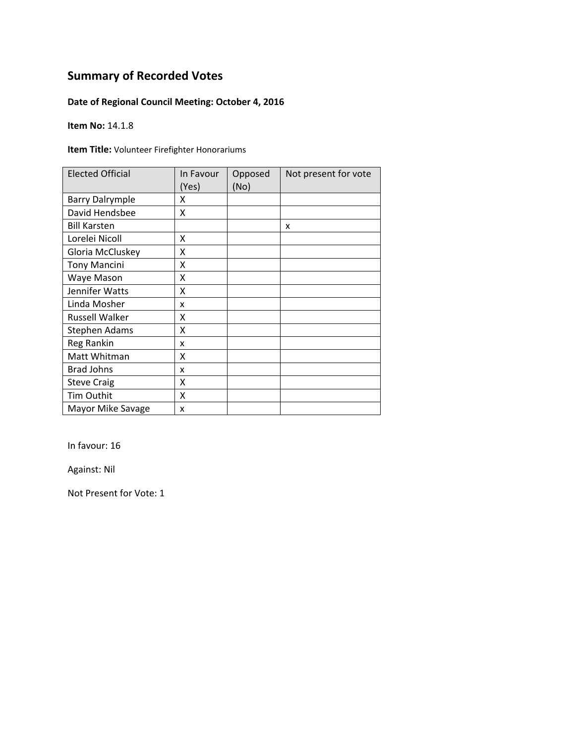## Summary of Recorded Votes

**Date of Regional Council Meeting: October 4, 2016**

**Item No:** 14.1.8

**Item Title:** Volunteer Firefighter Honorariums

| Elected Official | In Favour (Yes) | Opposed (No) | Not present for vote |
|---|---|---|---|
| Barry Dalrymple | X | | |
| David Hendsbee | X | | |
| Bill Karsten | | | x |
| Lorelei Nicoll | X | | |
| Gloria McCluskey | X | | |
| Tony Mancini | X | | |
| Waye Mason | X | | |
| Jennifer Watts | X | | |
| Linda Mosher | x | | |
| Russell Walker | X | | |
| Stephen Adams | X | | |
| Reg Rankin | x | | |
| Matt Whitman | X | | |
| Brad Johns | x | | |
| Steve Craig | X | | |
| Tim Outhit | X | | |
| Mayor Mike Savage | x | | |

In favour: 16

Against: Nil

Not Present for Vote: 1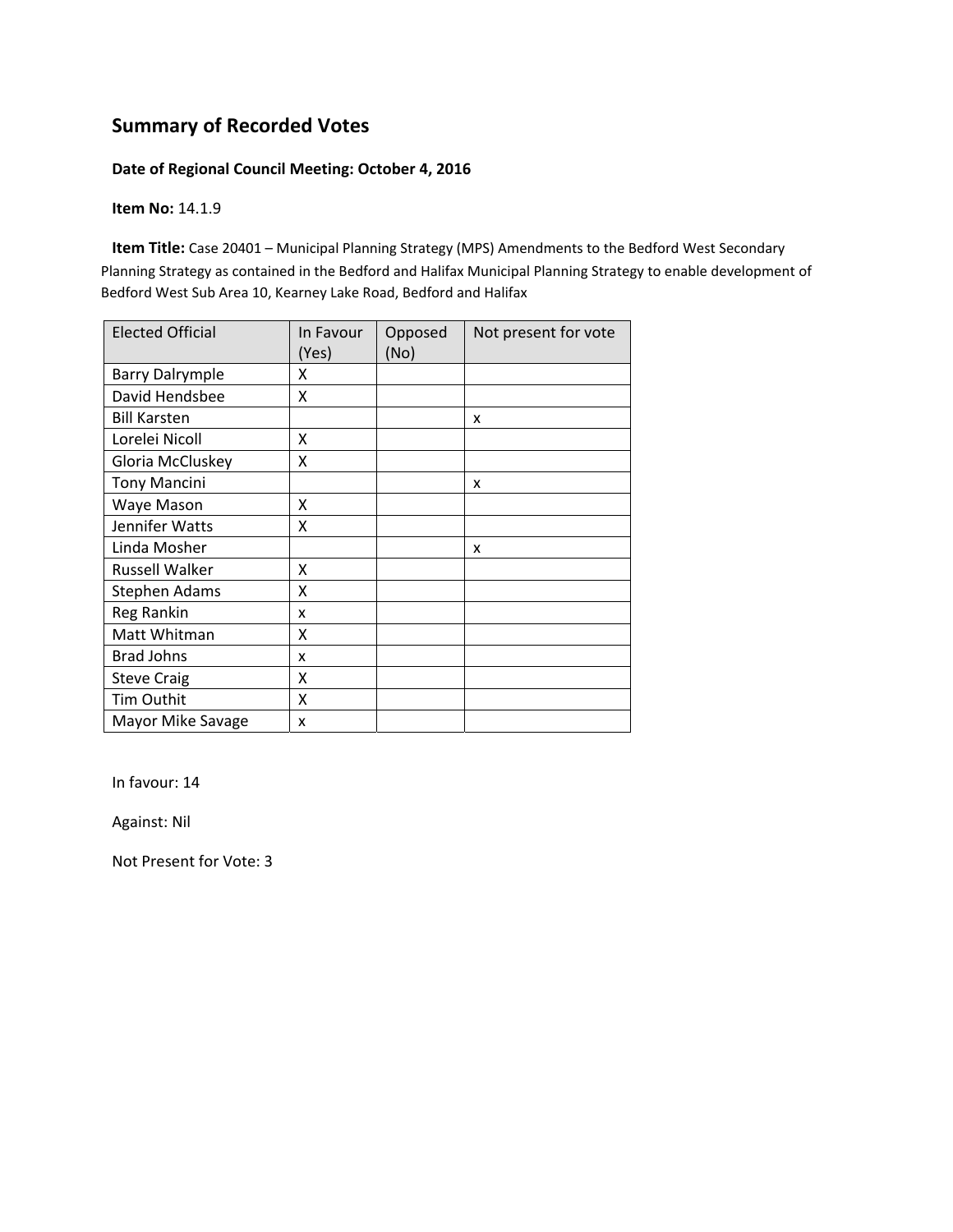## Summary of Recorded Votes

**Date of Regional Council Meeting: October 4, 2016**

**Item No:** 14.1.9

**Item Title:** Case 20401 – Municipal Planning Strategy (MPS) Amendments to the Bedford West Secondary Planning Strategy as contained in the Bedford and Halifax Municipal Planning Strategy to enable development of Bedford West Sub Area 10, Kearney Lake Road, Bedford and Halifax

| Elected Official | In Favour (Yes) | Opposed (No) | Not present for vote |
|---|---|---|---|
| Barry Dalrymple | X | | |
| David Hendsbee | X | | |
| Bill Karsten | | | x |
| Lorelei Nicoll | X | | |
| Gloria McCluskey | X | | |
| Tony Mancini | | | x |
| Waye Mason | X | | |
| Jennifer Watts | X | | |
| Linda Mosher | | | x |
| Russell Walker | X | | |
| Stephen Adams | X | | |
| Reg Rankin | x | | |
| Matt Whitman | X | | |
| Brad Johns | x | | |
| Steve Craig | X | | |
| Tim Outhit | X | | |
| Mayor Mike Savage | x | | |

In favour: 14

Against: Nil

Not Present for Vote: 3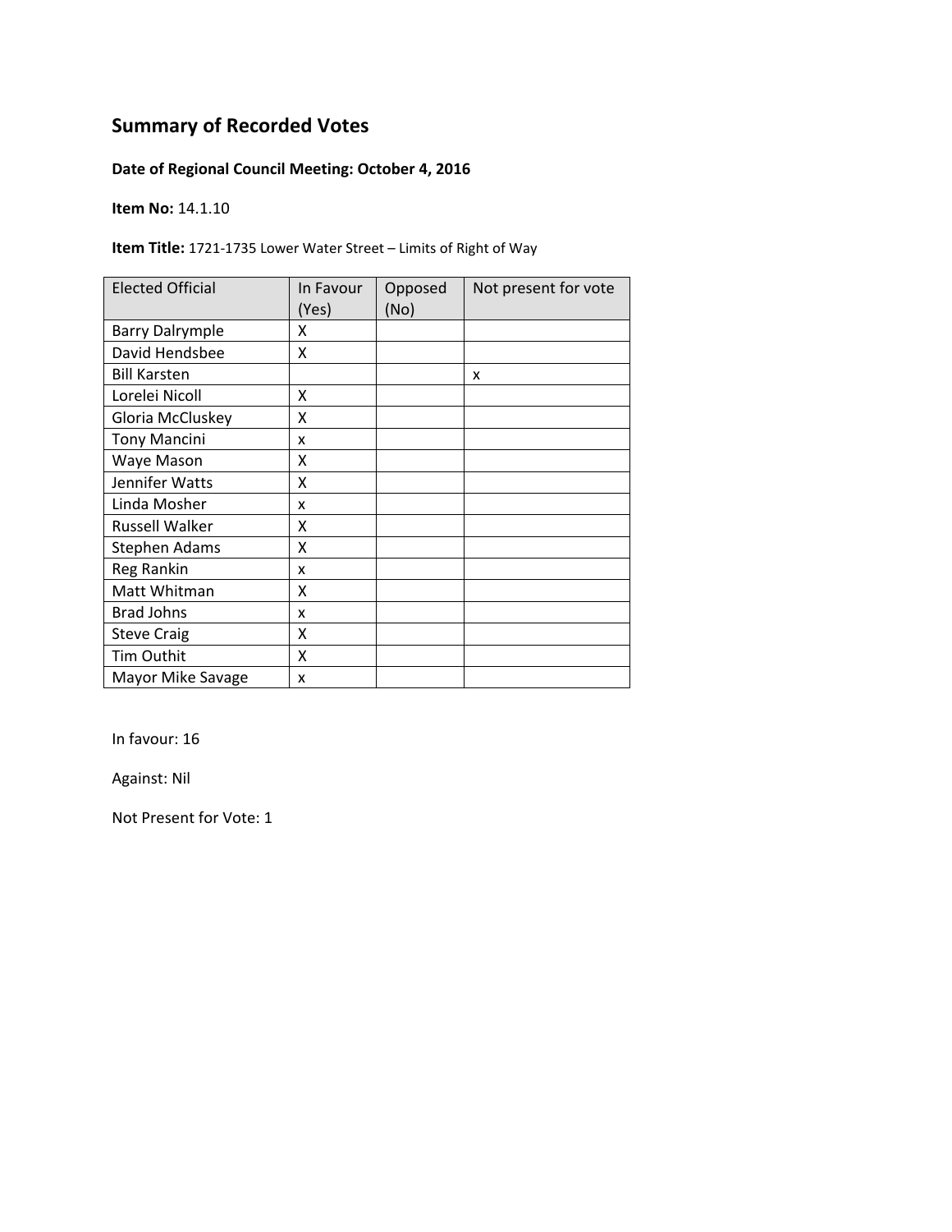## Summary of Recorded Votes

**Date of Regional Council Meeting: October 4, 2016**

**Item No:** 14.1.10

**Item Title:** 1721-1735 Lower Water Street – Limits of Right of Way

| Elected Official | In Favour (Yes) | Opposed (No) | Not present for vote |
|---|---|---|---|
| Barry Dalrymple | X | | |
| David Hendsbee | X | | |
| Bill Karsten | | | x |
| Lorelei Nicoll | X | | |
| Gloria McCluskey | X | | |
| Tony Mancini | x | | |
| Waye Mason | X | | |
| Jennifer Watts | X | | |
| Linda Mosher | x | | |
| Russell Walker | X | | |
| Stephen Adams | X | | |
| Reg Rankin | x | | |
| Matt Whitman | X | | |
| Brad Johns | x | | |
| Steve Craig | X | | |
| Tim Outhit | X | | |
| Mayor Mike Savage | x | | |

In favour: 16

Against: Nil

Not Present for Vote: 1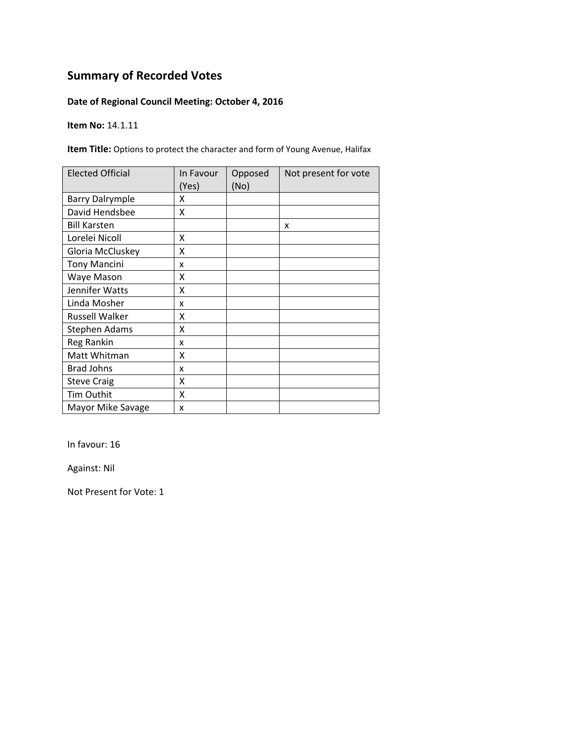## Summary of Recorded Votes

**Date of Regional Council Meeting: October 4, 2016**

**Item No:** 14.1.11

**Item Title:** Options to protect the character and form of Young Avenue, Halifax

| Elected Official | In Favour (Yes) | Opposed (No) | Not present for vote |
|---|---|---|---|
| Barry Dalrymple | X | | |
| David Hendsbee | X | | |
| Bill Karsten | | | x |
| Lorelei Nicoll | X | | |
| Gloria McCluskey | X | | |
| Tony Mancini | x | | |
| Waye Mason | X | | |
| Jennifer Watts | X | | |
| Linda Mosher | x | | |
| Russell Walker | X | | |
| Stephen Adams | X | | |
| Reg Rankin | x | | |
| Matt Whitman | X | | |
| Brad Johns | x | | |
| Steve Craig | X | | |
| Tim Outhit | X | | |
| Mayor Mike Savage | x | | |

In favour: 16

Against: Nil

Not Present for Vote: 1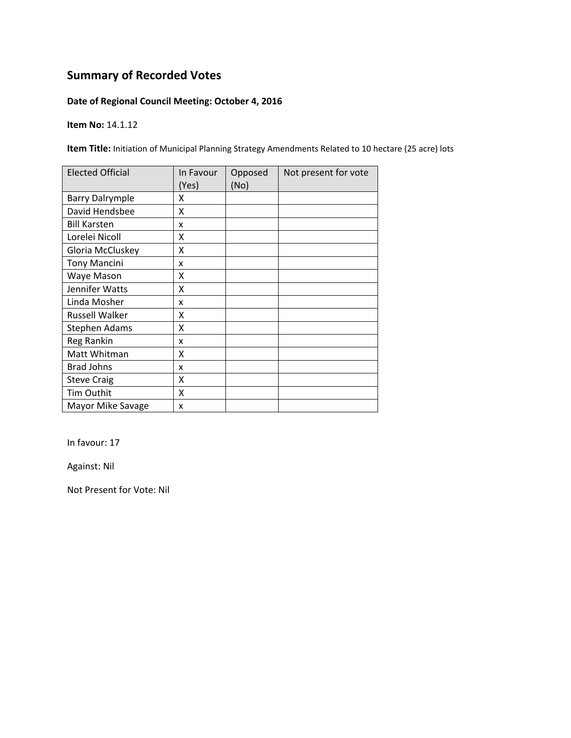## Summary of Recorded Votes

**Date of Regional Council Meeting: October 4, 2016**

**Item No:** 14.1.12

**Item Title:** Initiation of Municipal Planning Strategy Amendments Related to 10 hectare (25 acre) lots

| Elected Official | In Favour (Yes) | Opposed (No) | Not present for vote |
|---|---|---|---|
| Barry Dalrymple | X | | |
| David Hendsbee | X | | |
| Bill Karsten | x | | |
| Lorelei Nicoll | X | | |
| Gloria McCluskey | X | | |
| Tony Mancini | x | | |
| Waye Mason | X | | |
| Jennifer Watts | X | | |
| Linda Mosher | x | | |
| Russell Walker | X | | |
| Stephen Adams | X | | |
| Reg Rankin | x | | |
| Matt Whitman | X | | |
| Brad Johns | x | | |
| Steve Craig | X | | |
| Tim Outhit | X | | |
| Mayor Mike Savage | x | | |

In favour: 17

Against: Nil

Not Present for Vote: Nil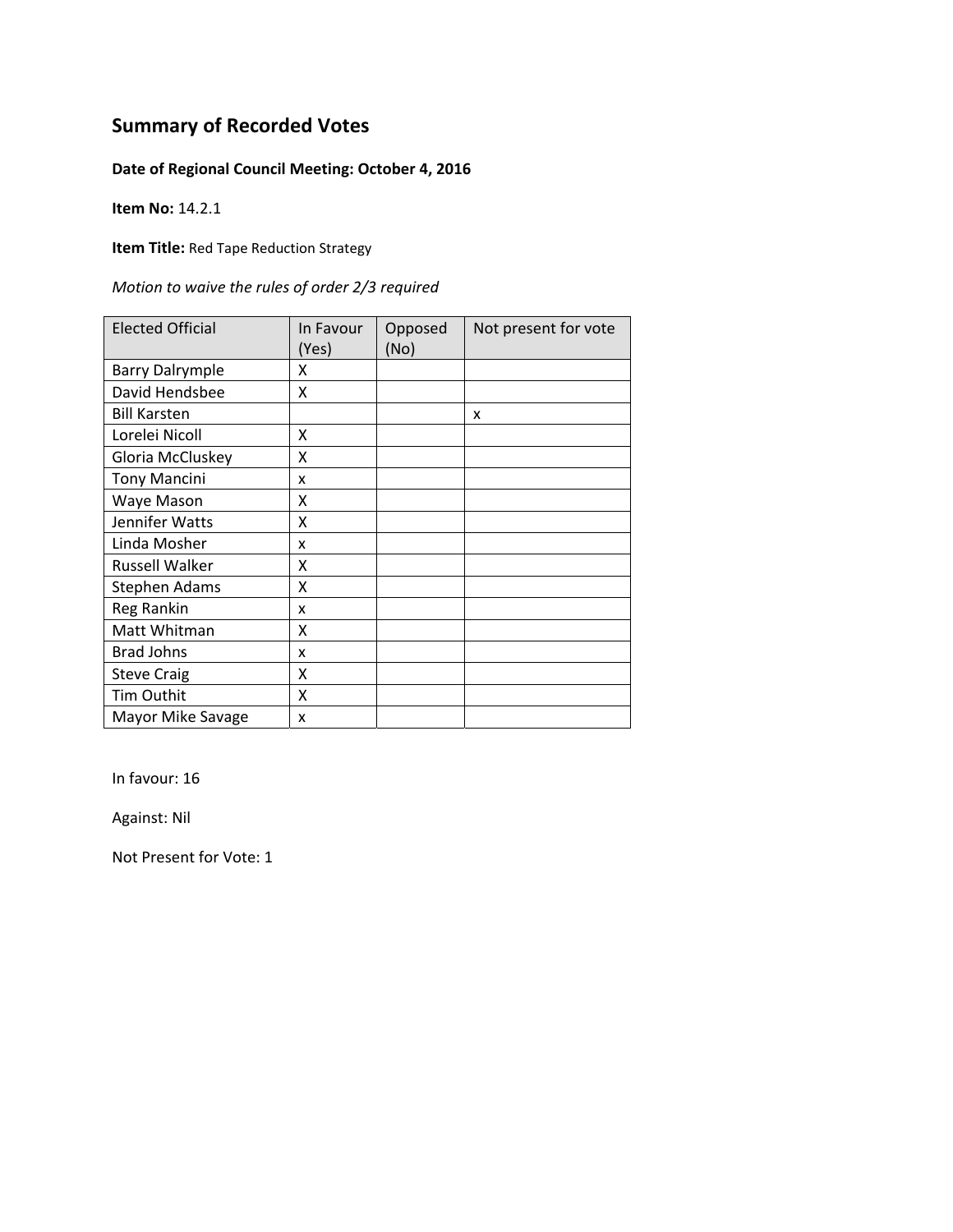## Summary of Recorded Votes

**Date of Regional Council Meeting: October 4, 2016**

**Item No:** 14.2.1

**Item Title:** Red Tape Reduction Strategy

*Motion to waive the rules of order 2/3 required*

| Elected Official | In Favour (Yes) | Opposed (No) | Not present for vote |
|---|---|---|---|
| Barry Dalrymple | X | | |
| David Hendsbee | X | | |
| Bill Karsten | | | x |
| Lorelei Nicoll | X | | |
| Gloria McCluskey | X | | |
| Tony Mancini | x | | |
| Waye Mason | X | | |
| Jennifer Watts | X | | |
| Linda Mosher | x | | |
| Russell Walker | X | | |
| Stephen Adams | X | | |
| Reg Rankin | x | | |
| Matt Whitman | X | | |
| Brad Johns | x | | |
| Steve Craig | X | | |
| Tim Outhit | X | | |
| Mayor Mike Savage | x | | |

In favour: 16

Against: Nil

Not Present for Vote: 1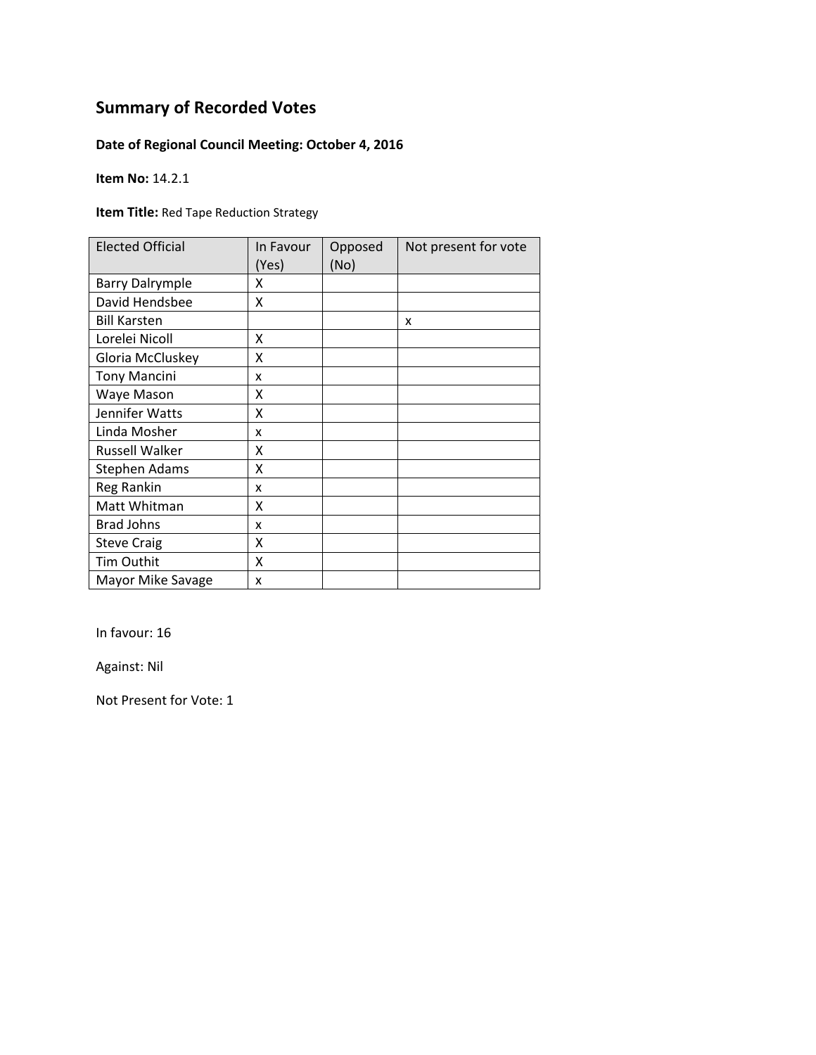# Summary of Recorded Votes

**Date of Regional Council Meeting: October 4, 2016**

**Item No:** 14.2.1

**Item Title:** Red Tape Reduction Strategy

| Elected Official | In Favour (Yes) | Opposed (No) | Not present for vote |
|---|---|---|---|
| Barry Dalrymple | X | | |
| David Hendsbee | X | | |
| Bill Karsten | | | x |
| Lorelei Nicoll | X | | |
| Gloria McCluskey | X | | |
| Tony Mancini | x | | |
| Waye Mason | X | | |
| Jennifer Watts | X | | |
| Linda Mosher | x | | |
| Russell Walker | X | | |
| Stephen Adams | X | | |
| Reg Rankin | x | | |
| Matt Whitman | X | | |
| Brad Johns | x | | |
| Steve Craig | X | | |
| Tim Outhit | X | | |
| Mayor Mike Savage | x | | |

In favour: 16

Against: Nil

Not Present for Vote: 1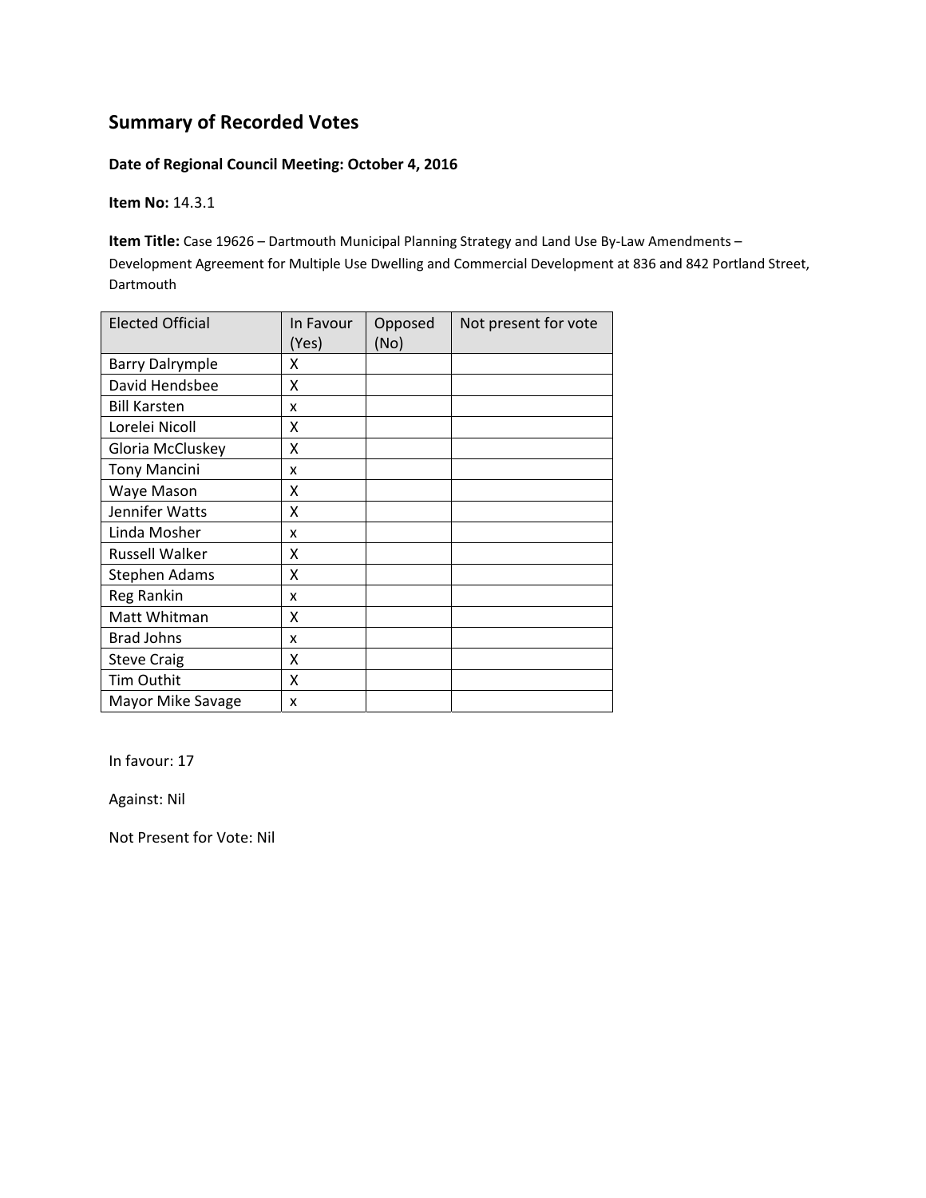# Summary of Recorded Votes

**Date of Regional Council Meeting: October 4, 2016**

**Item No:** 14.3.1

**Item Title:** Case 19626 – Dartmouth Municipal Planning Strategy and Land Use By-Law Amendments – Development Agreement for Multiple Use Dwelling and Commercial Development at 836 and 842 Portland Street, Dartmouth

| Elected Official | In Favour (Yes) | Opposed (No) | Not present for vote |
|---|---|---|---|
| Barry Dalrymple | X | | |
| David Hendsbee | X | | |
| Bill Karsten | x | | |
| Lorelei Nicoll | X | | |
| Gloria McCluskey | X | | |
| Tony Mancini | x | | |
| Waye Mason | X | | |
| Jennifer Watts | X | | |
| Linda Mosher | x | | |
| Russell Walker | X | | |
| Stephen Adams | X | | |
| Reg Rankin | x | | |
| Matt Whitman | X | | |
| Brad Johns | x | | |
| Steve Craig | X | | |
| Tim Outhit | X | | |
| Mayor Mike Savage | x | | |

In favour: 17

Against: Nil

Not Present for Vote: Nil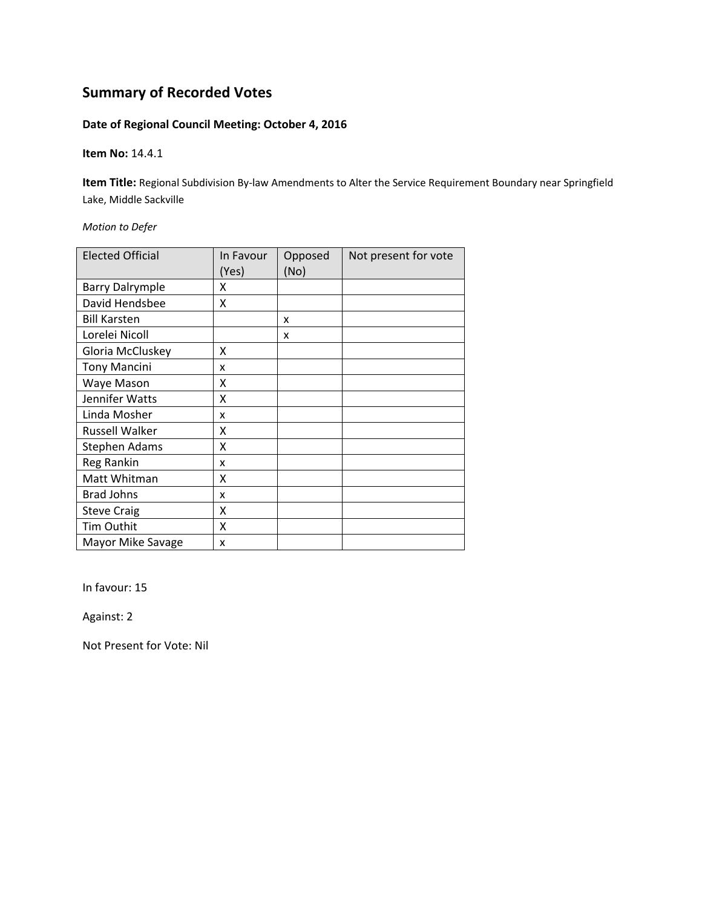# Summary of Recorded Votes

**Date of Regional Council Meeting: October 4, 2016**

**Item No:** 14.4.1

**Item Title:** Regional Subdivision By-law Amendments to Alter the Service Requirement Boundary near Springfield Lake, Middle Sackville

*Motion to Defer*

| Elected Official | In Favour (Yes) | Opposed (No) | Not present for vote |
|---|---|---|---|
| Barry Dalrymple | X | | |
| David Hendsbee | X | | |
| Bill Karsten | | x | |
| Lorelei Nicoll | | x | |
| Gloria McCluskey | X | | |
| Tony Mancini | x | | |
| Waye Mason | X | | |
| Jennifer Watts | X | | |
| Linda Mosher | x | | |
| Russell Walker | X | | |
| Stephen Adams | X | | |
| Reg Rankin | x | | |
| Matt Whitman | X | | |
| Brad Johns | x | | |
| Steve Craig | X | | |
| Tim Outhit | X | | |
| Mayor Mike Savage | x | | |

In favour: 15

Against: 2

Not Present for Vote: Nil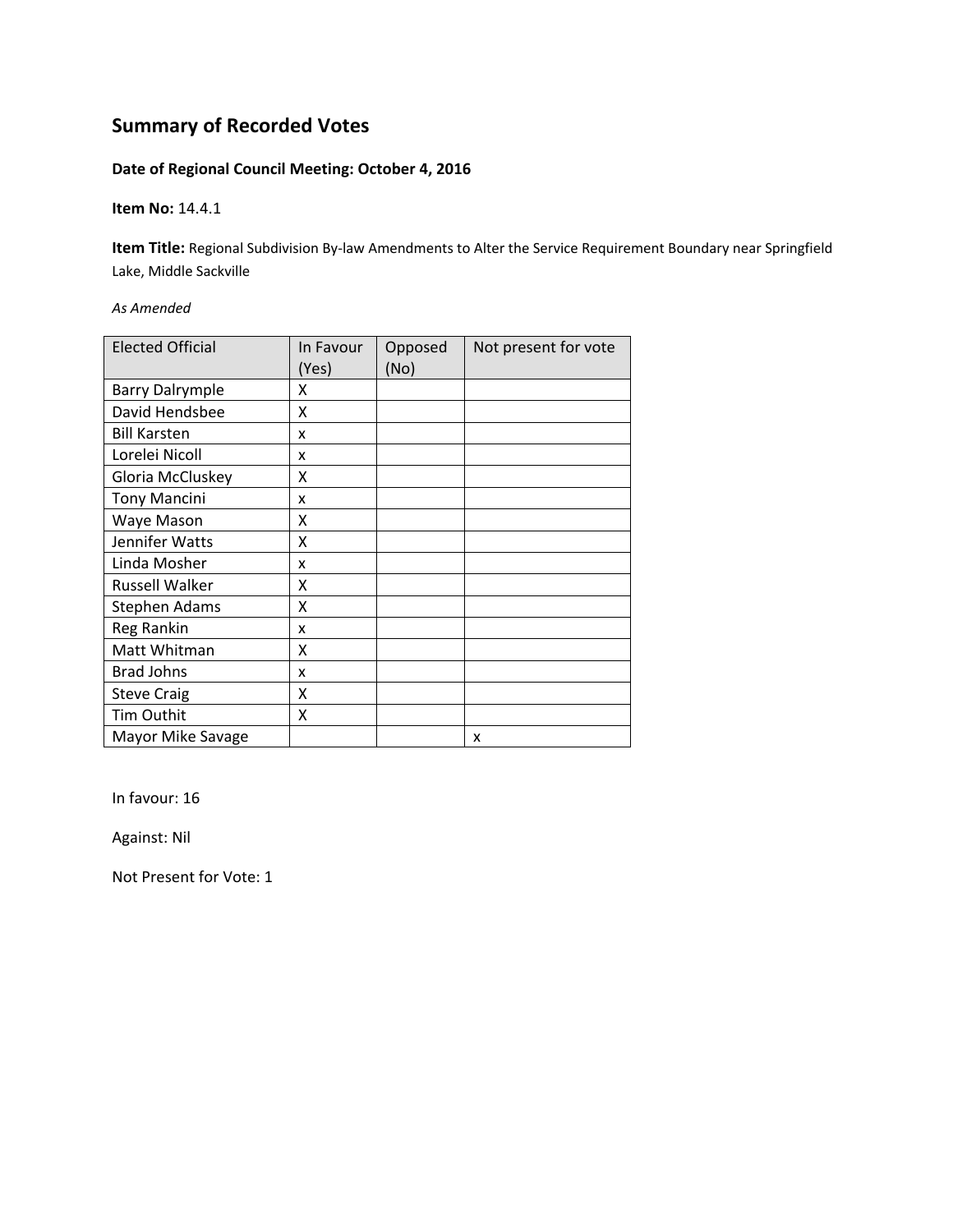## Summary of Recorded Votes

**Date of Regional Council Meeting: October 4, 2016**

**Item No:** 14.4.1

**Item Title:** Regional Subdivision By-law Amendments to Alter the Service Requirement Boundary near Springfield Lake, Middle Sackville

*As Amended*

| Elected Official | In Favour (Yes) | Opposed (No) | Not present for vote |
|---|---|---|---|
| Barry Dalrymple | X | | |
| David Hendsbee | X | | |
| Bill Karsten | x | | |
| Lorelei Nicoll | x | | |
| Gloria McCluskey | X | | |
| Tony Mancini | x | | |
| Waye Mason | X | | |
| Jennifer Watts | X | | |
| Linda Mosher | x | | |
| Russell Walker | X | | |
| Stephen Adams | X | | |
| Reg Rankin | x | | |
| Matt Whitman | X | | |
| Brad Johns | x | | |
| Steve Craig | X | | |
| Tim Outhit | X | | |
| Mayor Mike Savage | | | x |

In favour: 16

Against: Nil

Not Present for Vote: 1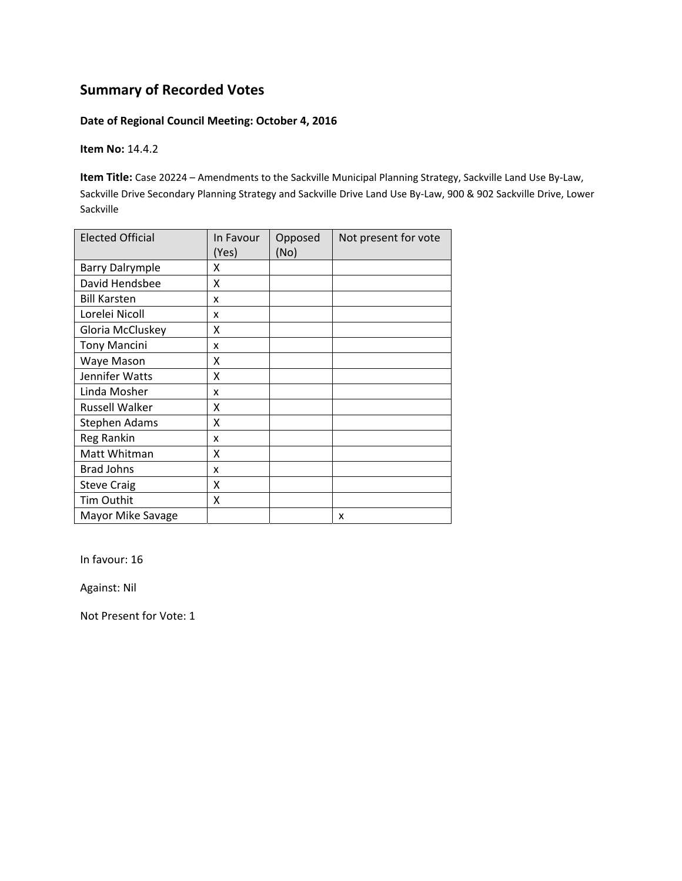## Summary of Recorded Votes

**Date of Regional Council Meeting: October 4, 2016**

**Item No:** 14.4.2

**Item Title:** Case 20224 – Amendments to the Sackville Municipal Planning Strategy, Sackville Land Use By-Law, Sackville Drive Secondary Planning Strategy and Sackville Drive Land Use By-Law, 900 & 902 Sackville Drive, Lower Sackville

| Elected Official | In Favour (Yes) | Opposed (No) | Not present for vote |
|---|---|---|---|
| Barry Dalrymple | X | | |
| David Hendsbee | X | | |
| Bill Karsten | x | | |
| Lorelei Nicoll | x | | |
| Gloria McCluskey | X | | |
| Tony Mancini | x | | |
| Waye Mason | X | | |
| Jennifer Watts | X | | |
| Linda Mosher | x | | |
| Russell Walker | X | | |
| Stephen Adams | X | | |
| Reg Rankin | x | | |
| Matt Whitman | X | | |
| Brad Johns | x | | |
| Steve Craig | X | | |
| Tim Outhit | X | | |
| Mayor Mike Savage | | | x |

In favour: 16

Against: Nil

Not Present for Vote: 1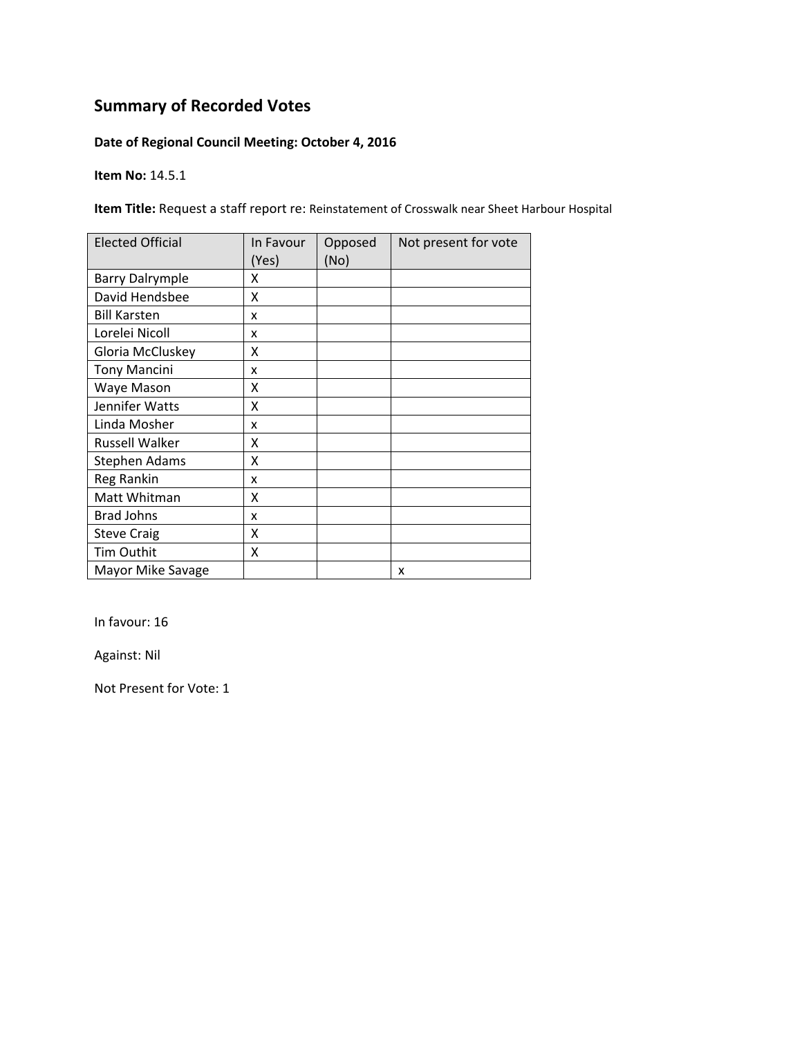## Summary of Recorded Votes

**Date of Regional Council Meeting: October 4, 2016**

**Item No:** 14.5.1

**Item Title:** Request a staff report re: Reinstatement of Crosswalk near Sheet Harbour Hospital

| Elected Official | In Favour (Yes) | Opposed (No) | Not present for vote |
|---|---|---|---|
| Barry Dalrymple | X | | |
| David Hendsbee | X | | |
| Bill Karsten | x | | |
| Lorelei Nicoll | x | | |
| Gloria McCluskey | X | | |
| Tony Mancini | x | | |
| Waye Mason | X | | |
| Jennifer Watts | X | | |
| Linda Mosher | x | | |
| Russell Walker | X | | |
| Stephen Adams | X | | |
| Reg Rankin | x | | |
| Matt Whitman | X | | |
| Brad Johns | x | | |
| Steve Craig | X | | |
| Tim Outhit | X | | |
| Mayor Mike Savage | | | x |

In favour: 16

Against: Nil

Not Present for Vote: 1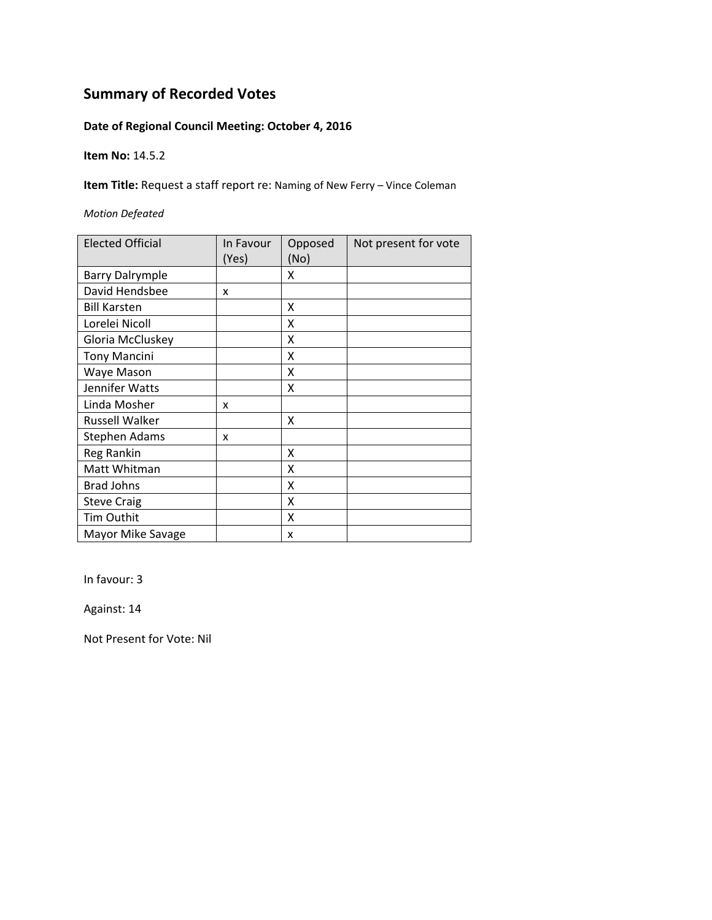# Summary of Recorded Votes

**Date of Regional Council Meeting: October 4, 2016**

**Item No:** 14.5.2

**Item Title:** Request a staff report re: Naming of New Ferry – Vince Coleman

*Motion Defeated*

| Elected Official | In Favour (Yes) | Opposed (No) | Not present for vote |
|---|---|---|---|
| Barry Dalrymple | | X | |
| David Hendsbee | x | | |
| Bill Karsten | | X | |
| Lorelei Nicoll | | X | |
| Gloria McCluskey | | X | |
| Tony Mancini | | X | |
| Waye Mason | | X | |
| Jennifer Watts | | X | |
| Linda Mosher | x | | |
| Russell Walker | | X | |
| Stephen Adams | x | | |
| Reg Rankin | | X | |
| Matt Whitman | | X | |
| Brad Johns | | X | |
| Steve Craig | | X | |
| Tim Outhit | | X | |
| Mayor Mike Savage | | x | |

In favour: 3

Against: 14

Not Present for Vote: Nil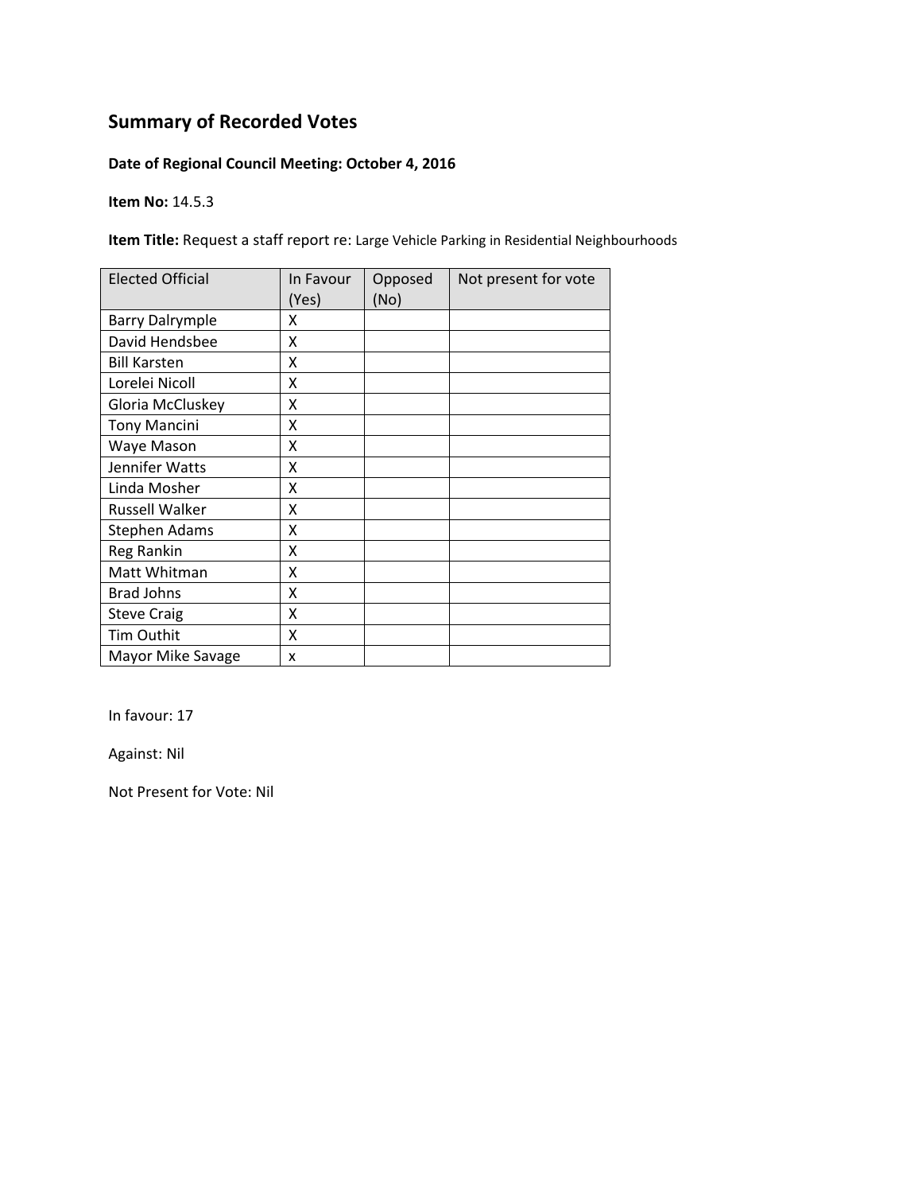## Summary of Recorded Votes

**Date of Regional Council Meeting: October 4, 2016**

**Item No:** 14.5.3

**Item Title:** Request a staff report re: Large Vehicle Parking in Residential Neighbourhoods

| Elected Official | In Favour (Yes) | Opposed (No) | Not present for vote |
|---|---|---|---|
| Barry Dalrymple | X | | |
| David Hendsbee | X | | |
| Bill Karsten | X | | |
| Lorelei Nicoll | X | | |
| Gloria McCluskey | X | | |
| Tony Mancini | X | | |
| Waye Mason | X | | |
| Jennifer Watts | X | | |
| Linda Mosher | X | | |
| Russell Walker | X | | |
| Stephen Adams | X | | |
| Reg Rankin | X | | |
| Matt Whitman | X | | |
| Brad Johns | X | | |
| Steve Craig | X | | |
| Tim Outhit | X | | |
| Mayor Mike Savage | x | | |

In favour: 17

Against: Nil

Not Present for Vote: Nil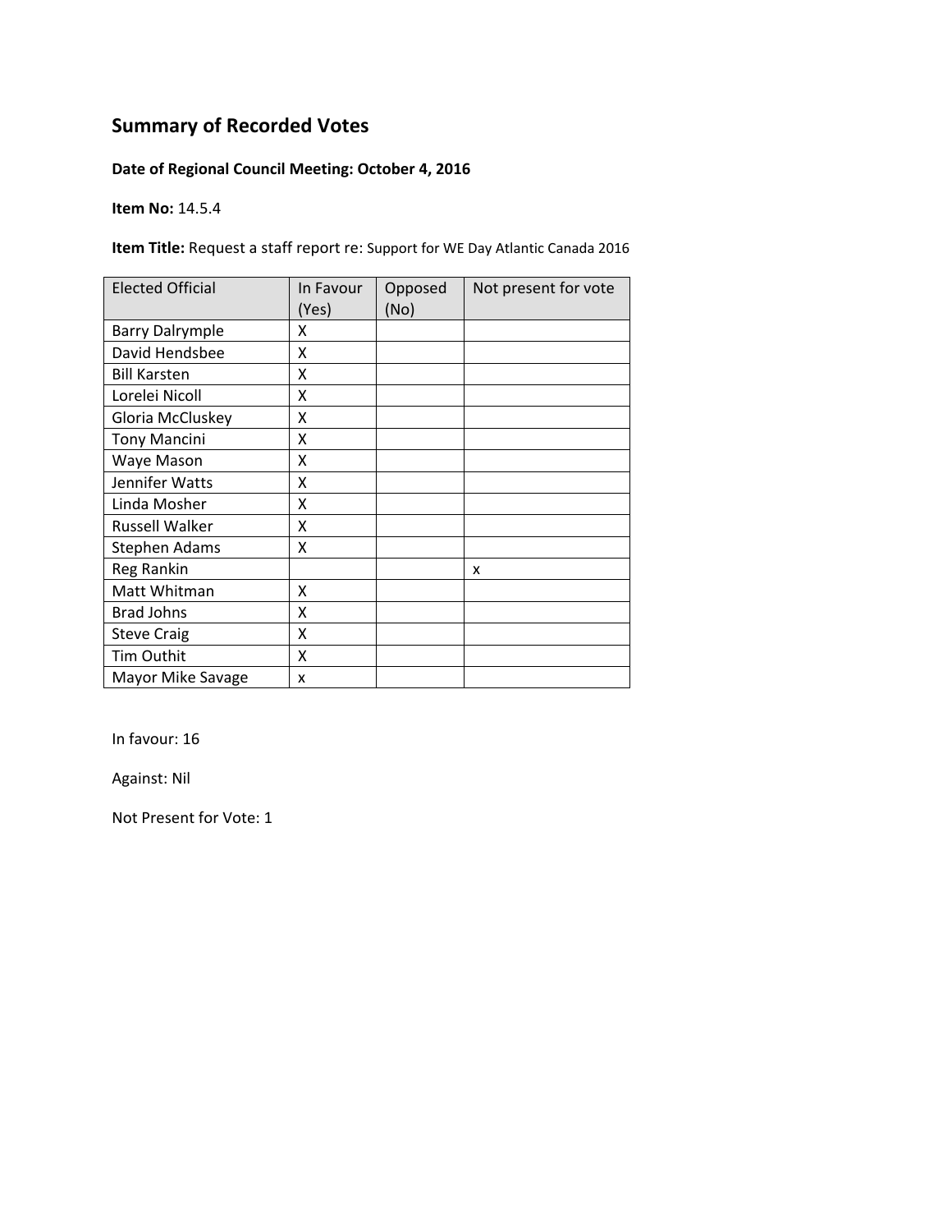## Summary of Recorded Votes

**Date of Regional Council Meeting: October 4, 2016**

**Item No:** 14.5.4

**Item Title:** Request a staff report re: Support for WE Day Atlantic Canada 2016

| Elected Official | In Favour (Yes) | Opposed (No) | Not present for vote |
|---|---|---|---|
| Barry Dalrymple | X | | |
| David Hendsbee | X | | |
| Bill Karsten | X | | |
| Lorelei Nicoll | X | | |
| Gloria McCluskey | X | | |
| Tony Mancini | X | | |
| Waye Mason | X | | |
| Jennifer Watts | X | | |
| Linda Mosher | X | | |
| Russell Walker | X | | |
| Stephen Adams | X | | |
| Reg Rankin | | | x |
| Matt Whitman | X | | |
| Brad Johns | X | | |
| Steve Craig | X | | |
| Tim Outhit | X | | |
| Mayor Mike Savage | x | | |

In favour: 16

Against: Nil

Not Present for Vote: 1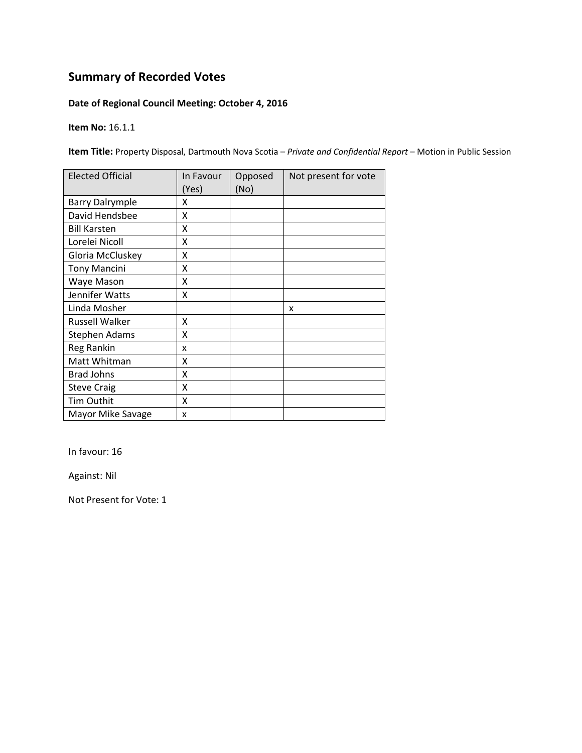## Summary of Recorded Votes

**Date of Regional Council Meeting: October 4, 2016**

**Item No:** 16.1.1

**Item Title:** Property Disposal, Dartmouth Nova Scotia – *Private and Confidential Report* – Motion in Public Session

| Elected Official | In Favour (Yes) | Opposed (No) | Not present for vote |
|---|---|---|---|
| Barry Dalrymple | X | | |
| David Hendsbee | X | | |
| Bill Karsten | X | | |
| Lorelei Nicoll | X | | |
| Gloria McCluskey | X | | |
| Tony Mancini | X | | |
| Waye Mason | X | | |
| Jennifer Watts | X | | |
| Linda Mosher | | | x |
| Russell Walker | X | | |
| Stephen Adams | X | | |
| Reg Rankin | x | | |
| Matt Whitman | X | | |
| Brad Johns | X | | |
| Steve Craig | X | | |
| Tim Outhit | X | | |
| Mayor Mike Savage | x | | |

In favour: 16

Against: Nil

Not Present for Vote: 1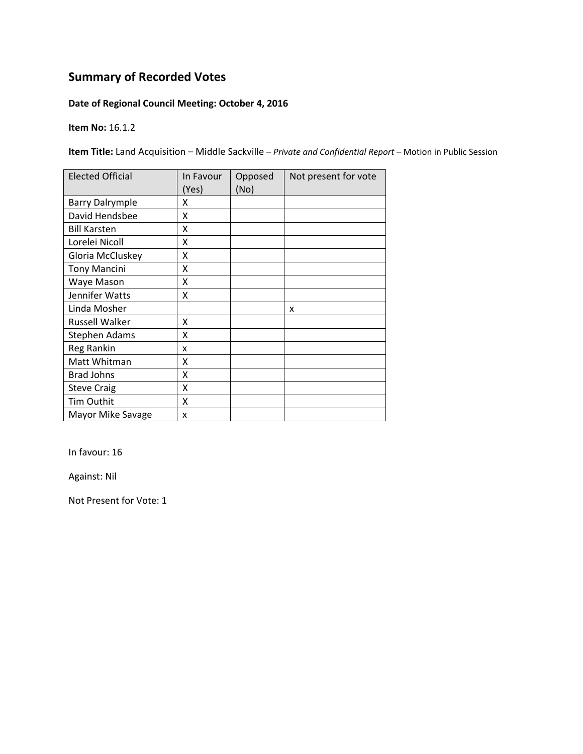# Summary of Recorded Votes

**Date of Regional Council Meeting: October 4, 2016**

**Item No:** 16.1.2

**Item Title:** Land Acquisition – Middle Sackville – *Private and Confidential Report* – Motion in Public Session

| Elected Official | In Favour (Yes) | Opposed (No) | Not present for vote |
|---|---|---|---|
| Barry Dalrymple | X | | |
| David Hendsbee | X | | |
| Bill Karsten | X | | |
| Lorelei Nicoll | X | | |
| Gloria McCluskey | X | | |
| Tony Mancini | X | | |
| Waye Mason | X | | |
| Jennifer Watts | X | | |
| Linda Mosher | | | x |
| Russell Walker | X | | |
| Stephen Adams | X | | |
| Reg Rankin | x | | |
| Matt Whitman | X | | |
| Brad Johns | X | | |
| Steve Craig | X | | |
| Tim Outhit | X | | |
| Mayor Mike Savage | x | | |

In favour: 16

Against: Nil

Not Present for Vote: 1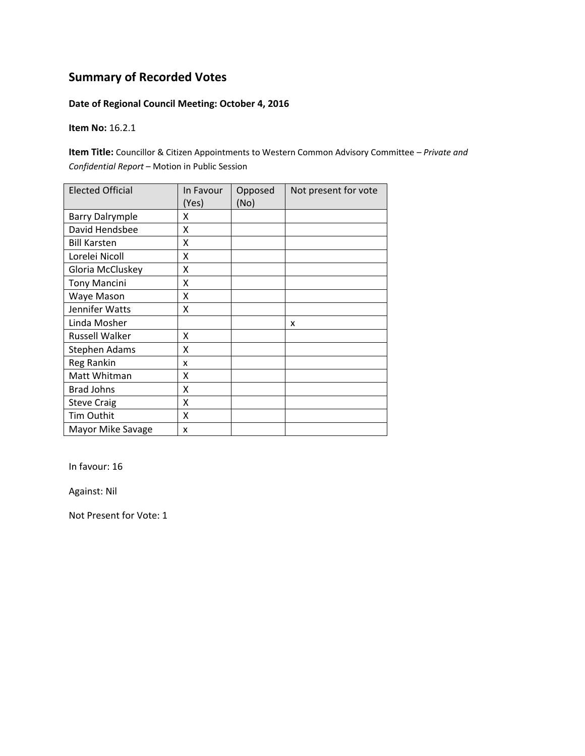## Summary of Recorded Votes

**Date of Regional Council Meeting: October 4, 2016**

**Item No:** 16.2.1

**Item Title:** Councillor & Citizen Appointments to Western Common Advisory Committee – *Private and Confidential Report* – Motion in Public Session

| Elected Official | In Favour (Yes) | Opposed (No) | Not present for vote |
|---|---|---|---|
| Barry Dalrymple | X | | |
| David Hendsbee | X | | |
| Bill Karsten | X | | |
| Lorelei Nicoll | X | | |
| Gloria McCluskey | X | | |
| Tony Mancini | X | | |
| Waye Mason | X | | |
| Jennifer Watts | X | | |
| Linda Mosher | | | x |
| Russell Walker | X | | |
| Stephen Adams | X | | |
| Reg Rankin | x | | |
| Matt Whitman | X | | |
| Brad Johns | X | | |
| Steve Craig | X | | |
| Tim Outhit | X | | |
| Mayor Mike Savage | x | | |

In favour: 16

Against: Nil

Not Present for Vote: 1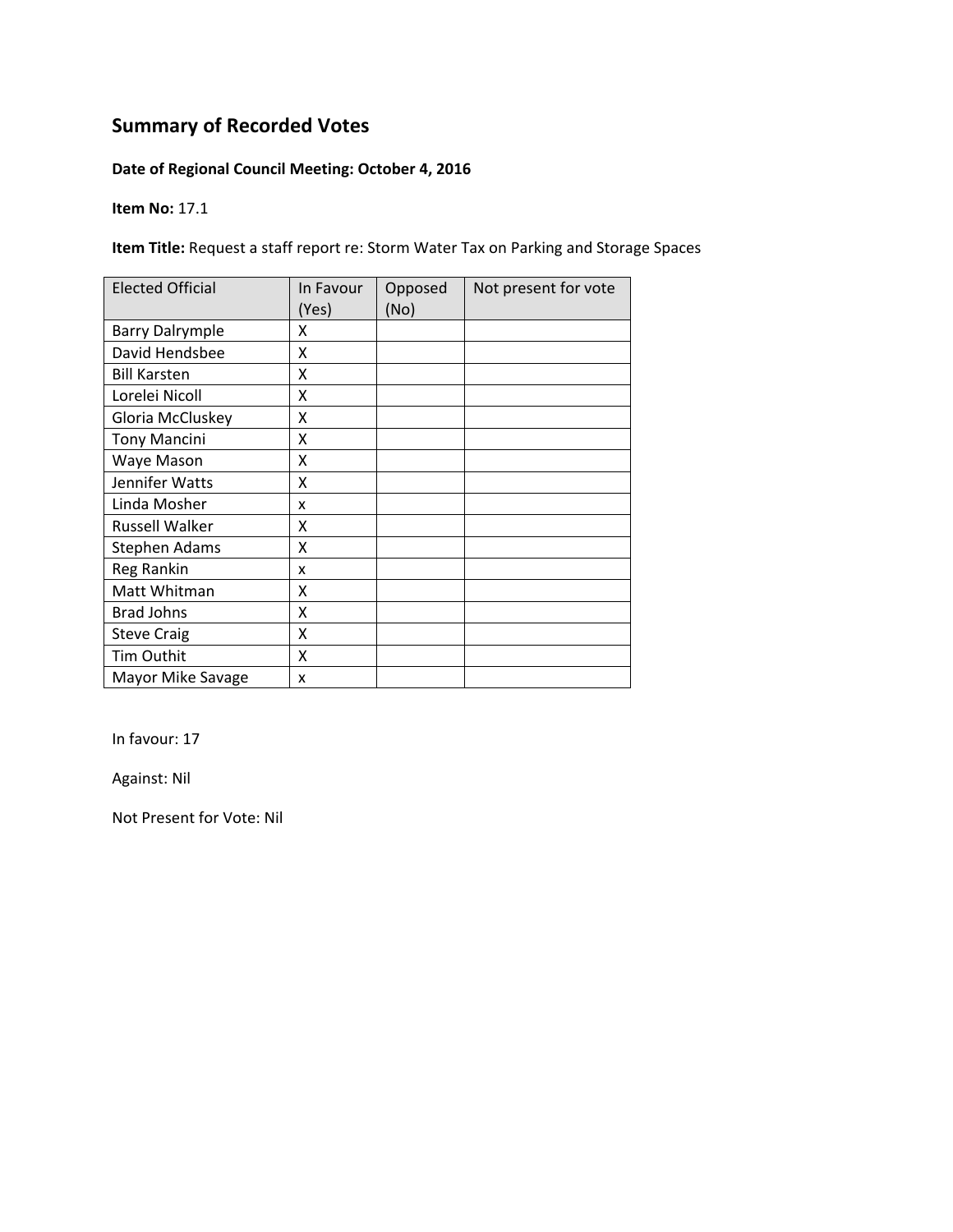## Summary of Recorded Votes

**Date of Regional Council Meeting: October 4, 2016**

**Item No:** 17.1

**Item Title:** Request a staff report re: Storm Water Tax on Parking and Storage Spaces

| Elected Official | In Favour (Yes) | Opposed (No) | Not present for vote |
|---|---|---|---|
| Barry Dalrymple | X | | |
| David Hendsbee | X | | |
| Bill Karsten | X | | |
| Lorelei Nicoll | X | | |
| Gloria McCluskey | X | | |
| Tony Mancini | X | | |
| Waye Mason | X | | |
| Jennifer Watts | X | | |
| Linda Mosher | x | | |
| Russell Walker | X | | |
| Stephen Adams | X | | |
| Reg Rankin | x | | |
| Matt Whitman | X | | |
| Brad Johns | X | | |
| Steve Craig | X | | |
| Tim Outhit | X | | |
| Mayor Mike Savage | x | | |

In favour: 17

Against: Nil

Not Present for Vote: Nil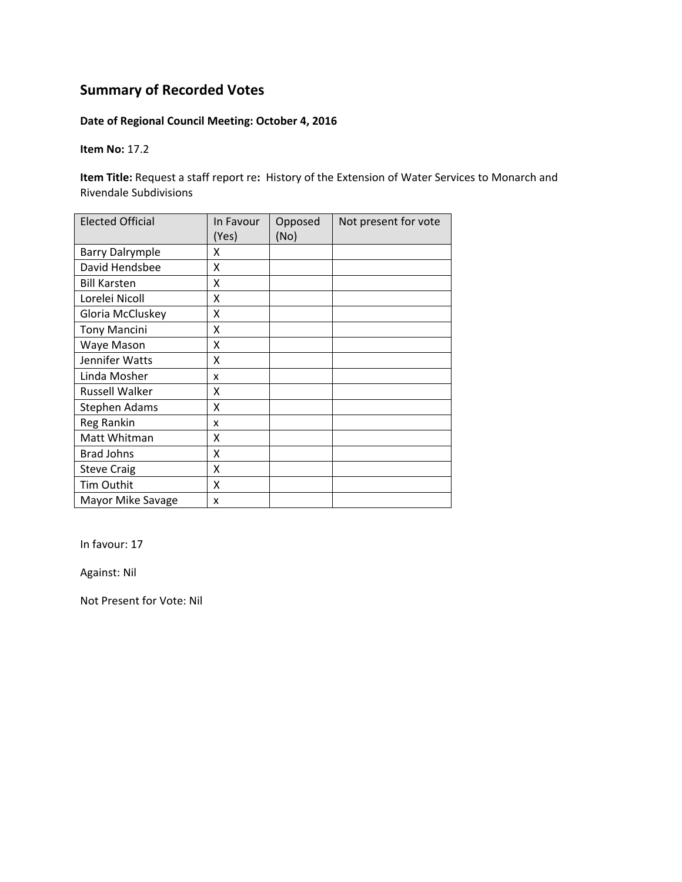## Summary of Recorded Votes

**Date of Regional Council Meeting: October 4, 2016**

**Item No:** 17.2

**Item Title:** Request a staff report re**:** History of the Extension of Water Services to Monarch and Rivendale Subdivisions

| Elected Official | In Favour (Yes) | Opposed (No) | Not present for vote |
|---|---|---|---|
| Barry Dalrymple | X | | |
| David Hendsbee | X | | |
| Bill Karsten | X | | |
| Lorelei Nicoll | X | | |
| Gloria McCluskey | X | | |
| Tony Mancini | X | | |
| Waye Mason | X | | |
| Jennifer Watts | X | | |
| Linda Mosher | x | | |
| Russell Walker | X | | |
| Stephen Adams | X | | |
| Reg Rankin | x | | |
| Matt Whitman | X | | |
| Brad Johns | X | | |
| Steve Craig | X | | |
| Tim Outhit | X | | |
| Mayor Mike Savage | x | | |

In favour: 17

Against: Nil

Not Present for Vote: Nil